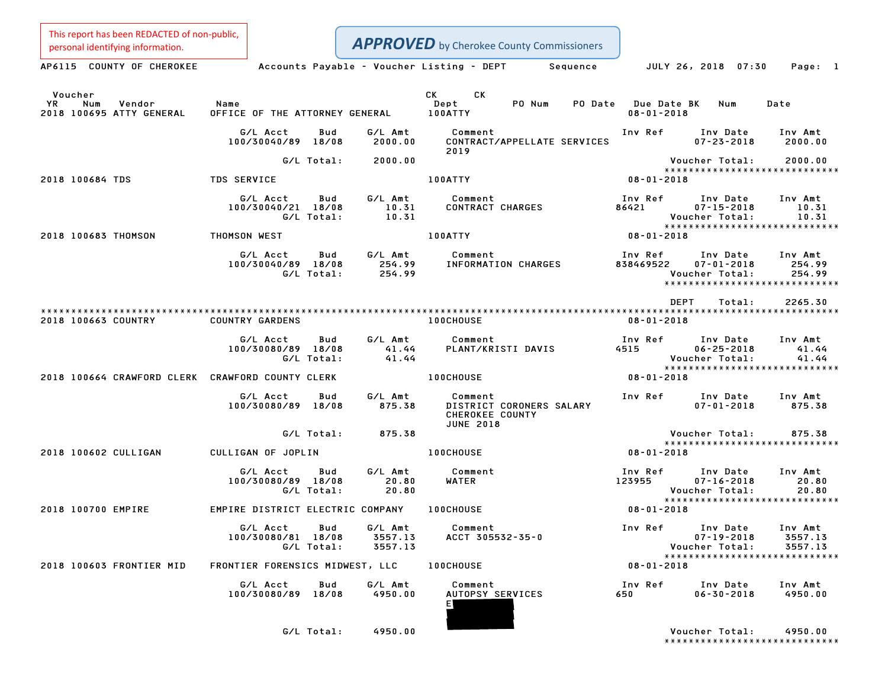This report has been REDACTED of non-public, personal identifying information.

**APPROVED** by Cherokee County Commissioners

AP6115 COUNTY OF CHEROKEE — Accounts Payable - Voucher Listing - DEPT Sequence — JULY 26, 2018 07:30

| Voucher YR | Num | Vendor | Name | Dept | PO Num | PO Date | Due Date | CK BK | CK Num | Date |
|---|---|---|---|---|---|---|---|---|---|---|
| 2018 | 100695 | ATTY GENERAL | OFFICE OF THE ATTORNEY GENERAL | 100ATTY | | | 08-01-2018 | | | |

| G/L Acct | Bud | G/L Amt | Comment | Inv Ref | Inv Date | Inv Amt |
|---|---|---|---|---|---|---|
| 100/30040/89 | 18/08 | 2000.00 | CONTRACT/APPELLATE SERVICES 2019 | | 07-23-2018 | 2000.00 |
| | G/L Total: | 2000.00 | | | Voucher Total: | 2000.00 |

| Voucher YR | Num | Vendor | Name | Dept | Due Date |
|---|---|---|---|---|---|
| 2018 | 100684 | TDS | TDS SERVICE | 100ATTY | 08-01-2018 |

| G/L Acct | Bud | G/L Amt | Comment | Inv Ref | Inv Date | Inv Amt |
|---|---|---|---|---|---|---|
| 100/30040/21 | 18/08 | 10.31 | CONTRACT CHARGES | 86421 | 07-15-2018 | 10.31 |
| | G/L Total: | 10.31 | | | Voucher Total: | 10.31 |

| Voucher YR | Num | Vendor | Name | Dept | Due Date |
|---|---|---|---|---|---|
| 2018 | 100683 | THOMSON | THOMSON WEST | 100ATTY | 08-01-2018 |

| G/L Acct | Bud | G/L Amt | Comment | Inv Ref | Inv Date | Inv Amt |
|---|---|---|---|---|---|---|
| 100/30040/89 | 18/08 | 254.99 | INFORMATION CHARGES | 838469522 | 07-01-2018 | 254.99 |
| | G/L Total: | 254.99 | | | Voucher Total: | 254.99 |

DEPT Total: 2265.30

| Voucher YR | Num | Vendor | Name | Dept | Due Date |
|---|---|---|---|---|---|
| 2018 | 100663 | COUNTRY | COUNTRY GARDENS | 100CHOUSE | 08-01-2018 |

| G/L Acct | Bud | G/L Amt | Comment | Inv Ref | Inv Date | Inv Amt |
|---|---|---|---|---|---|---|
| 100/30080/89 | 18/08 | 41.44 | PLANT/KRISTI DAVIS | 4515 | 06-25-2018 | 41.44 |
| | G/L Total: | 41.44 | | | Voucher Total: | 41.44 |

| Voucher YR | Num | Vendor | Name | Dept | Due Date |
|---|---|---|---|---|---|
| 2018 | 100664 | CRAWFORD CLERK | CRAWFORD COUNTY CLERK | 100CHOUSE | 08-01-2018 |

| G/L Acct | Bud | G/L Amt | Comment | Inv Ref | Inv Date | Inv Amt |
|---|---|---|---|---|---|---|
| 100/30080/89 | 18/08 | 875.38 | DISTRICT CORONERS SALARY CHEROKEE COUNTY JUNE 2018 | | 07-01-2018 | 875.38 |
| | G/L Total: | 875.38 | | | Voucher Total: | 875.38 |

| Voucher YR | Num | Vendor | Name | Dept | Due Date |
|---|---|---|---|---|---|
| 2018 | 100602 | CULLIGAN | CULLIGAN OF JOPLIN | 100CHOUSE | 08-01-2018 |

| G/L Acct | Bud | G/L Amt | Comment | Inv Ref | Inv Date | Inv Amt |
|---|---|---|---|---|---|---|
| 100/30080/89 | 18/08 | 20.80 | WATER | 123955 | 07-16-2018 | 20.80 |
| | G/L Total: | 20.80 | | | Voucher Total: | 20.80 |

| Voucher YR | Num | Vendor | Name | Dept | Due Date |
|---|---|---|---|---|---|
| 2018 | 100700 | EMPIRE | EMPIRE DISTRICT ELECTRIC COMPANY | 100CHOUSE | 08-01-2018 |

| G/L Acct | Bud | G/L Amt | Comment | Inv Ref | Inv Date | Inv Amt |
|---|---|---|---|---|---|---|
| 100/30080/81 | 18/08 | 3557.13 | ACCT 305532-35-0 | | 07-19-2018 | 3557.13 |
| | G/L Total: | 3557.13 | | | Voucher Total: | 3557.13 |

| Voucher YR | Num | Vendor | Name | Dept | Due Date |
|---|---|---|---|---|---|
| 2018 | 100603 | FRONTIER MID | FRONTIER FORENSICS MIDWEST, LLC | 100CHOUSE | 08-01-2018 |

| G/L Acct | Bud | G/L Amt | Comment | Inv Ref | Inv Date | Inv Amt |
|---|---|---|---|---|---|---|
| 100/30080/89 | 18/08 | 4950.00 | AUTOPSY SERVICES E [REDACTED] | 650 | 06-30-2018 | 4950.00 |
| | G/L Total: | 4950.00 | | | Voucher Total: | 4950.00 |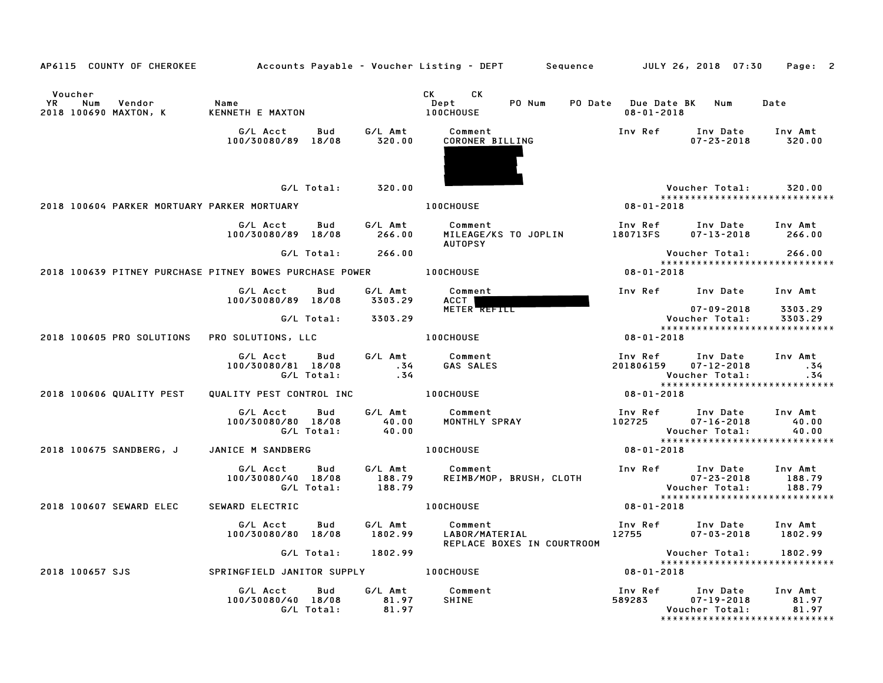AP6115 COUNTY OF CHEROKEE — Accounts Payable - Voucher Listing - DEPT — Sequence — JULY 26, 2018 07:30

| Voucher YR | Num | Vendor | Name | CK Dept | CK | PO Num | PO Date | Due Date BK | Num | Date |
|---|---|---|---|---|---|---|---|---|---|---|
| 2018 | 100690 | MAXTON, K | KENNETH E MAXTON | 100CHOUSE | | | | 08-01-2018 | | |

| G/L Acct | Bud | G/L Amt | Comment | Inv Ref | Inv Date | Inv Amt |
|---|---|---|---|---|---|---|
| 100/30080/89 | 18/08 | 320.00 | CORONER BILLING | | 07-23-2018 | 320.00 |
| G/L Total: | | 320.00 | | | Voucher Total: | 320.00 |

*****************************

| Voucher YR | Num | Vendor | Name | CK Dept | Due Date |
|---|---|---|---|---|---|
| 2018 | 100604 | PARKER MORTUARY | PARKER MORTUARY | 100CHOUSE | 08-01-2018 |

| G/L Acct | Bud | G/L Amt | Comment | Inv Ref | Inv Date | Inv Amt |
|---|---|---|---|---|---|---|
| 100/30080/89 | 18/08 | 266.00 | MILEAGE/KS TO JOPLIN AUTOPSY | 180713FS | 07-13-2018 | 266.00 |
| G/L Total: | | 266.00 | | | Voucher Total: | 266.00 |

*****************************

| Voucher YR | Num | Vendor | Name | CK Dept | Due Date |
|---|---|---|---|---|---|
| 2018 | 100639 | PITNEY PURCHASE | PITNEY BOWES PURCHASE POWER | 100CHOUSE | 08-01-2018 |

| G/L Acct | Bud | G/L Amt | Comment | Inv Ref | Inv Date | Inv Amt |
|---|---|---|---|---|---|---|
| 100/30080/89 | 18/08 | 3303.29 | ACCT METER REFILL | | 07-09-2018 | 3303.29 |
| G/L Total: | | 3303.29 | | | Voucher Total: | 3303.29 |

*****************************

| Voucher YR | Num | Vendor | Name | CK Dept | Due Date |
|---|---|---|---|---|---|
| 2018 | 100605 | PRO SOLUTIONS | PRO SOLUTIONS, LLC | 100CHOUSE | 08-01-2018 |

| G/L Acct | Bud | G/L Amt | Comment | Inv Ref | Inv Date | Inv Amt |
|---|---|---|---|---|---|---|
| 100/30080/81 | 18/08 | .34 | GAS SALES | 201806159 | 07-12-2018 | .34 |
| G/L Total: | | .34 | | | Voucher Total: | .34 |

*****************************

| Voucher YR | Num | Vendor | Name | CK Dept | Due Date |
|---|---|---|---|---|---|
| 2018 | 100606 | QUALITY PEST | QUALITY PEST CONTROL INC | 100CHOUSE | 08-01-2018 |

| G/L Acct | Bud | G/L Amt | Comment | Inv Ref | Inv Date | Inv Amt |
|---|---|---|---|---|---|---|
| 100/30080/80 | 18/08 | 40.00 | MONTHLY SPRAY | 102725 | 07-16-2018 | 40.00 |
| G/L Total: | | 40.00 | | | Voucher Total: | 40.00 |

*****************************

| Voucher YR | Num | Vendor | Name | CK Dept | Due Date |
|---|---|---|---|---|---|
| 2018 | 100675 | SANDBERG, J | JANICE M SANDBERG | 100CHOUSE | 08-01-2018 |

| G/L Acct | Bud | G/L Amt | Comment | Inv Ref | Inv Date | Inv Amt |
|---|---|---|---|---|---|---|
| 100/30080/40 | 18/08 | 188.79 | REIMB/MOP, BRUSH, CLOTH | | 07-23-2018 | 188.79 |
| G/L Total: | | 188.79 | | | Voucher Total: | 188.79 |

*****************************

| Voucher YR | Num | Vendor | Name | CK Dept | Due Date |
|---|---|---|---|---|---|
| 2018 | 100607 | SEWARD ELEC | SEWARD ELECTRIC | 100CHOUSE | 08-01-2018 |

| G/L Acct | Bud | G/L Amt | Comment | Inv Ref | Inv Date | Inv Amt |
|---|---|---|---|---|---|---|
| 100/30080/80 | 18/08 | 1802.99 | LABOR/MATERIAL REPLACE BOXES IN COURTROOM | 12755 | 07-03-2018 | 1802.99 |
| G/L Total: | | 1802.99 | | | Voucher Total: | 1802.99 |

*****************************

| Voucher YR | Num | Vendor | Name | CK Dept | Due Date |
|---|---|---|---|---|---|
| 2018 | 100657 | SJS | SPRINGFIELD JANITOR SUPPLY | 100CHOUSE | 08-01-2018 |

| G/L Acct | Bud | G/L Amt | Comment | Inv Ref | Inv Date | Inv Amt |
|---|---|---|---|---|---|---|
| 100/30080/40 | 18/08 | 81.97 | SHINE | 589283 | 07-19-2018 | 81.97 |
| G/L Total: | | 81.97 | | | Voucher Total: | 81.97 |

*****************************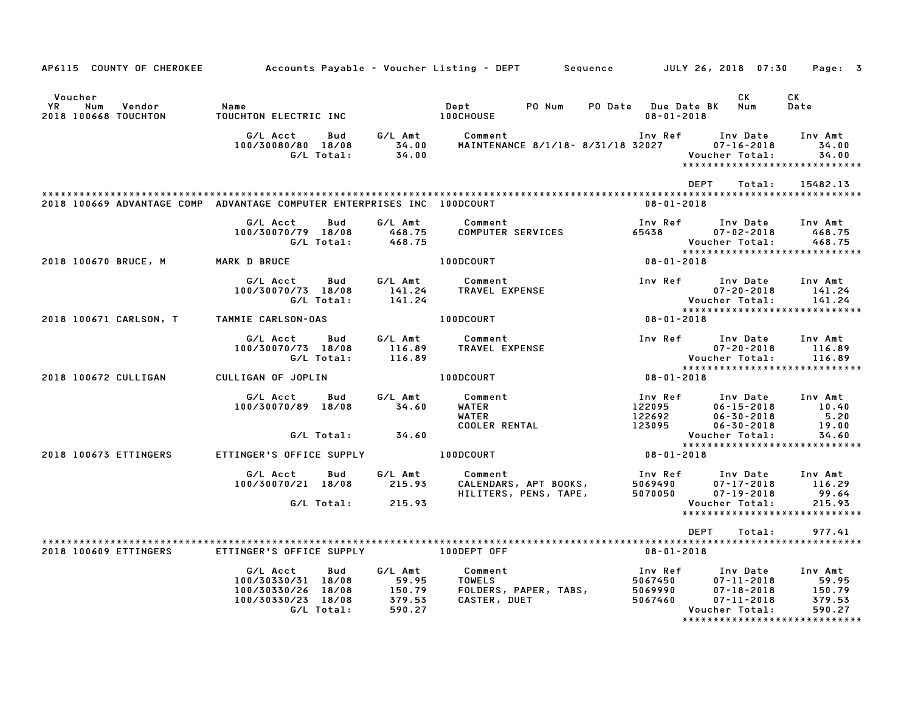AP6115 COUNTY OF CHEROKEE — Accounts Payable - Voucher Listing - DEPT — Sequence — JULY 26, 2018 07:30

| Voucher YR | Num | Vendor | Name | Dept | PO Num | PO Date | Due Date BK | CK Num | CK Date |
|---|---|---|---|---|---|---|---|---|---|
| 2018 | 100668 | TOUCHTON | TOUCHTON ELECTRIC INC | 100CHOUSE | | | 08-01-2018 | | |

| G/L Acct | Bud | G/L Amt | Comment | Inv Ref | Inv Date | Inv Amt |
|---|---|---|---|---|---|---|
| 100/30080/80 | 18/08 | 34.00 | MAINTENANCE 8/1/18- 8/31/18 | 32027 | 07-16-2018 | 34.00 |
| | G/L Total: | 34.00 | | | Voucher Total: | 34.00 |

****************************

DEPT Total: 15482.13

****************************

| Voucher YR | Num | Vendor | Name | Dept | Due Date BK |
|---|---|---|---|---|---|
| 2018 | 100669 | ADVANTAGE COMP | ADVANTAGE COMPUTER ENTERPRISES INC | 100DCOURT | 08-01-2018 |

| G/L Acct | Bud | G/L Amt | Comment | Inv Ref | Inv Date | Inv Amt |
|---|---|---|---|---|---|---|
| 100/30070/79 | 18/08 | 468.75 | COMPUTER SERVICES | 65438 | 07-02-2018 | 468.75 |
| | G/L Total: | 468.75 | | | Voucher Total: | 468.75 |

****************************

| Voucher YR | Num | Vendor | Name | Dept | Due Date BK |
|---|---|---|---|---|---|
| 2018 | 100670 | BRUCE, M | MARK D BRUCE | 100DCOURT | 08-01-2018 |

| G/L Acct | Bud | G/L Amt | Comment | Inv Ref | Inv Date | Inv Amt |
|---|---|---|---|---|---|---|
| 100/30070/73 | 18/08 | 141.24 | TRAVEL EXPENSE | | 07-20-2018 | 141.24 |
| | G/L Total: | 141.24 | | | Voucher Total: | 141.24 |

****************************

| Voucher YR | Num | Vendor | Name | Dept | Due Date BK |
|---|---|---|---|---|---|
| 2018 | 100671 | CARLSON, T | TAMMIE CARLSON-OAS | 100DCOURT | 08-01-2018 |

| G/L Acct | Bud | G/L Amt | Comment | Inv Ref | Inv Date | Inv Amt |
|---|---|---|---|---|---|---|
| 100/30070/73 | 18/08 | 116.89 | TRAVEL EXPENSE | | 07-20-2018 | 116.89 |
| | G/L Total: | 116.89 | | | Voucher Total: | 116.89 |

****************************

| Voucher YR | Num | Vendor | Name | Dept | Due Date BK |
|---|---|---|---|---|---|
| 2018 | 100672 | CULLIGAN | CULLIGAN OF JOPLIN | 100DCOURT | 08-01-2018 |

| G/L Acct | Bud | G/L Amt | Comment | Inv Ref | Inv Date | Inv Amt |
|---|---|---|---|---|---|---|
| 100/30070/89 | 18/08 | 34.60 | WATER | 122095 | 06-15-2018 | 10.40 |
| | | | WATER | 122692 | 06-30-2018 | 5.20 |
| | | | COOLER RENTAL | 123095 | 06-30-2018 | 19.00 |
| | G/L Total: | 34.60 | | | Voucher Total: | 34.60 |

****************************

| Voucher YR | Num | Vendor | Name | Dept | Due Date BK |
|---|---|---|---|---|---|
| 2018 | 100673 | ETTINGERS | ETTINGER'S OFFICE SUPPLY | 100DCOURT | 08-01-2018 |

| G/L Acct | Bud | G/L Amt | Comment | Inv Ref | Inv Date | Inv Amt |
|---|---|---|---|---|---|---|
| 100/30070/21 | 18/08 | 215.93 | CALENDARS, APT BOOKS, | 5069490 | 07-17-2018 | 116.29 |
| | | | HILITERS, PENS, TAPE, | 5070050 | 07-19-2018 | 99.64 |
| | G/L Total: | 215.93 | | | Voucher Total: | 215.93 |

****************************

DEPT Total: 977.41

****************************

| Voucher YR | Num | Vendor | Name | Dept | Due Date BK |
|---|---|---|---|---|---|
| 2018 | 100609 | ETTINGERS | ETTINGER'S OFFICE SUPPLY | 100DEPT OFF | 08-01-2018 |

| G/L Acct | Bud | G/L Amt | Comment | Inv Ref | Inv Date | Inv Amt |
|---|---|---|---|---|---|---|
| 100/30330/31 | 18/08 | 59.95 | TOWELS | 5067450 | 07-11-2018 | 59.95 |
| 100/30330/26 | 18/08 | 150.79 | FOLDERS, PAPER, TABS, | 5069990 | 07-18-2018 | 150.79 |
| 100/30330/23 | 18/08 | 379.53 | CASTER, DUET | 5067460 | 07-11-2018 | 379.53 |
| | G/L Total: | 590.27 | | | Voucher Total: | 590.27 |

****************************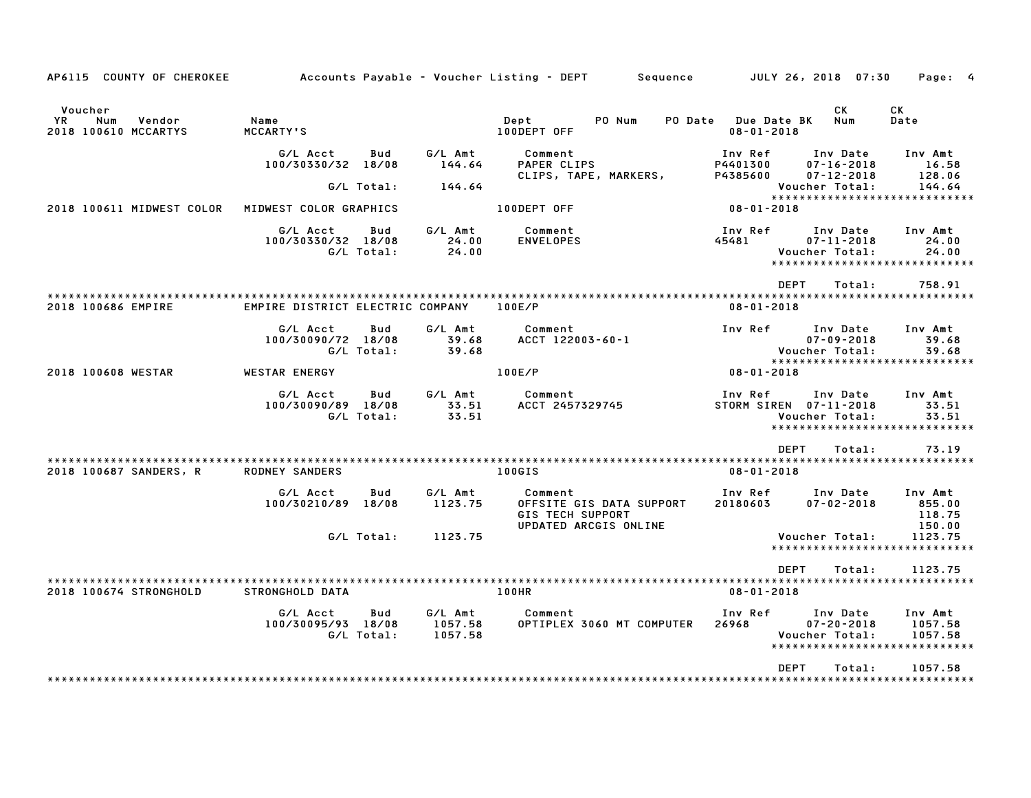AP6115 COUNTY OF CHEROKEE — Accounts Payable - Voucher Listing - DEPT — Sequence — JULY 26, 2018 07:30

| Voucher YR | Num | Vendor | Name | Dept | PO Num | PO Date | Due Date BK | CK Num | CK Date |
|---|---|---|---|---|---|---|---|---|---|
| 2018 | 100610 | MCCARTYS | MCCARTY'S | 100DEPT OFF | | | 08-01-2018 | | |

| G/L Acct | Bud | G/L Amt | Comment | Inv Ref | Inv Date | Inv Amt |
|---|---|---|---|---|---|---|
| 100/30330/32 | 18/08 | 144.64 | PAPER CLIPS | P4401300 | 07-16-2018 | 16.58 |
| | | | CLIPS, TAPE, MARKERS, | P4385600 | 07-12-2018 | 128.06 |
| | G/L Total: | 144.64 | | | Voucher Total: | 144.64 |

****************************

| Voucher YR | Num | Vendor | Name | Dept | Due Date BK |
|---|---|---|---|---|---|
| 2018 | 100611 | MIDWEST COLOR | MIDWEST COLOR GRAPHICS | 100DEPT OFF | 08-01-2018 |

| G/L Acct | Bud | G/L Amt | Comment | Inv Ref | Inv Date | Inv Amt |
|---|---|---|---|---|---|---|
| 100/30330/32 | 18/08 | 24.00 | ENVELOPES | 45481 | 07-11-2018 | 24.00 |
| | G/L Total: | 24.00 | | | Voucher Total: | 24.00 |

****************************

DEPT Total: 758.91

****************************

| Voucher YR | Num | Vendor | Name | Dept | Due Date BK |
|---|---|---|---|---|---|
| 2018 | 100686 | EMPIRE | EMPIRE DISTRICT ELECTRIC COMPANY | 100E/P | 08-01-2018 |

| G/L Acct | Bud | G/L Amt | Comment | Inv Ref | Inv Date | Inv Amt |
|---|---|---|---|---|---|---|
| 100/30090/72 | 18/08 | 39.68 | ACCT 122003-60-1 | | 07-09-2018 | 39.68 |
| | G/L Total: | 39.68 | | | Voucher Total: | 39.68 |

****************************

| Voucher YR | Num | Vendor | Name | Dept | Due Date BK |
|---|---|---|---|---|---|
| 2018 | 100608 | WESTAR | WESTAR ENERGY | 100E/P | 08-01-2018 |

| G/L Acct | Bud | G/L Amt | Comment | Inv Ref | Inv Date | Inv Amt |
|---|---|---|---|---|---|---|
| 100/30090/89 | 18/08 | 33.51 | ACCT 2457329745 | STORM SIREN | 07-11-2018 | 33.51 |
| | G/L Total: | 33.51 | | | Voucher Total: | 33.51 |

****************************

DEPT Total: 73.19

****************************

| Voucher YR | Num | Vendor | Name | Dept | Due Date BK |
|---|---|---|---|---|---|
| 2018 | 100687 | SANDERS, R | RODNEY SANDERS | 100GIS | 08-01-2018 |

| G/L Acct | Bud | G/L Amt | Comment | Inv Ref | Inv Date | Inv Amt |
|---|---|---|---|---|---|---|
| 100/30210/89 | 18/08 | 1123.75 | OFFSITE GIS DATA SUPPORT | 20180603 | 07-02-2018 | 855.00 |
| | | | GIS TECH SUPPORT | | | 118.75 |
| | | | UPDATED ARCGIS ONLINE | | | 150.00 |
| | G/L Total: | 1123.75 | | | Voucher Total: | 1123.75 |

****************************

DEPT Total: 1123.75

****************************

| Voucher YR | Num | Vendor | Name | Dept | Due Date BK |
|---|---|---|---|---|---|
| 2018 | 100674 | STRONGHOLD | STRONGHOLD DATA | 100HR | 08-01-2018 |

| G/L Acct | Bud | G/L Amt | Comment | Inv Ref | Inv Date | Inv Amt |
|---|---|---|---|---|---|---|
| 100/30095/93 | 18/08 | 1057.58 | OPTIPLEX 3060 MT COMPUTER | 26968 | 07-20-2018 | 1057.58 |
| | G/L Total: | 1057.58 | | | Voucher Total: | 1057.58 |

****************************

DEPT Total: 1057.58

****************************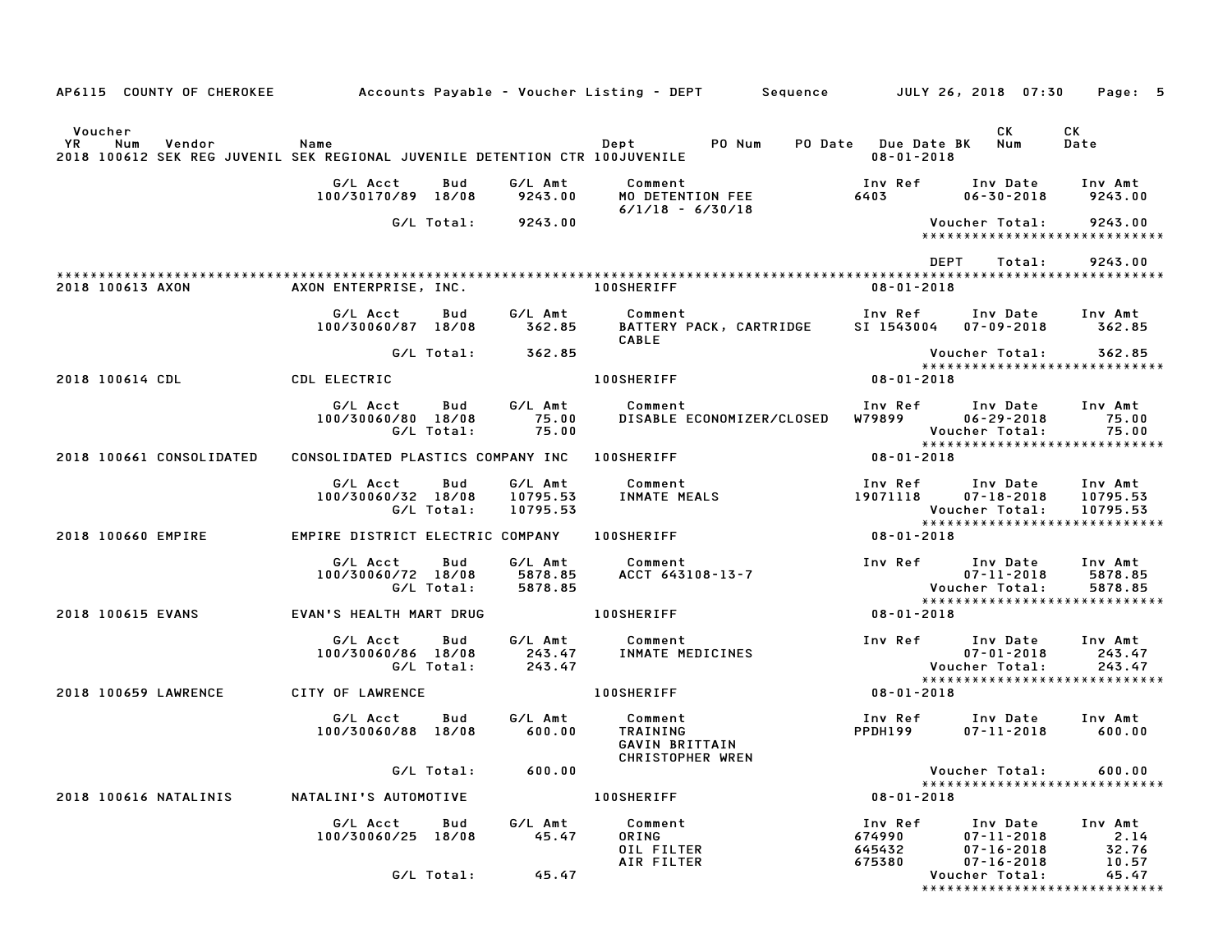AP6115 COUNTY OF CHEROKEE — Accounts Payable - Voucher Listing - DEPT — Sequence — JULY 26, 2018 07:30

| Voucher YR | Num | Vendor | Name | Dept | PO Num | PO Date | Due Date | BK | CK Num | CK Date |
|---|---|---|---|---|---|---|---|---|---|---|
| 2018 | 100612 | SEK REG JUVENIL | SEK REGIONAL JUVENILE DETENTION CTR | 100JUVENILE | | | 08-01-2018 | | | |

| G/L Acct | Bud | G/L Amt | Comment | Inv Ref | Inv Date | Inv Amt |
|---|---|---|---|---|---|---|
| 100/30170/89 | 18/08 | 9243.00 | MO DETENTION FEE 6/1/18 - 6/30/18 | 6403 | 06-30-2018 | 9243.00 |
| | G/L Total: | 9243.00 | | | Voucher Total: | 9243.00 |

DEPT Total: 9243.00

| Voucher YR | Num | Vendor | Name | Dept | Due Date |
|---|---|---|---|---|---|
| 2018 | 100613 | AXON | AXON ENTERPRISE, INC. | 100SHERIFF | 08-01-2018 |

| G/L Acct | Bud | G/L Amt | Comment | Inv Ref | Inv Date | Inv Amt |
|---|---|---|---|---|---|---|
| 100/30060/87 | 18/08 | 362.85 | BATTERY PACK, CARTRIDGE CABLE | SI 1543004 | 07-09-2018 | 362.85 |
| | G/L Total: | 362.85 | | | Voucher Total: | 362.85 |

| Voucher YR | Num | Vendor | Name | Dept | Due Date |
|---|---|---|---|---|---|
| 2018 | 100614 | CDL | CDL ELECTRIC | 100SHERIFF | 08-01-2018 |

| G/L Acct | Bud | G/L Amt | Comment | Inv Ref | Inv Date | Inv Amt |
|---|---|---|---|---|---|---|
| 100/30060/80 | 18/08 | 75.00 | DISABLE ECONOMIZER/CLOSED | W79899 | 06-29-2018 | 75.00 |
| | G/L Total: | 75.00 | | | Voucher Total: | 75.00 |

| Voucher YR | Num | Vendor | Name | Dept | Due Date |
|---|---|---|---|---|---|
| 2018 | 100661 | CONSOLIDATED | CONSOLIDATED PLASTICS COMPANY INC | 100SHERIFF | 08-01-2018 |

| G/L Acct | Bud | G/L Amt | Comment | Inv Ref | Inv Date | Inv Amt |
|---|---|---|---|---|---|---|
| 100/30060/32 | 18/08 | 10795.53 | INMATE MEALS | 19071118 | 07-18-2018 | 10795.53 |
| | G/L Total: | 10795.53 | | | Voucher Total: | 10795.53 |

| Voucher YR | Num | Vendor | Name | Dept | Due Date |
|---|---|---|---|---|---|
| 2018 | 100660 | EMPIRE | EMPIRE DISTRICT ELECTRIC COMPANY | 100SHERIFF | 08-01-2018 |

| G/L Acct | Bud | G/L Amt | Comment | Inv Ref | Inv Date | Inv Amt |
|---|---|---|---|---|---|---|
| 100/30060/72 | 18/08 | 5878.85 | ACCT 643108-13-7 | | 07-11-2018 | 5878.85 |
| | G/L Total: | 5878.85 | | | Voucher Total: | 5878.85 |

| Voucher YR | Num | Vendor | Name | Dept | Due Date |
|---|---|---|---|---|---|
| 2018 | 100615 | EVANS | EVAN'S HEALTH MART DRUG | 100SHERIFF | 08-01-2018 |

| G/L Acct | Bud | G/L Amt | Comment | Inv Ref | Inv Date | Inv Amt |
|---|---|---|---|---|---|---|
| 100/30060/86 | 18/08 | 243.47 | INMATE MEDICINES | | 07-01-2018 | 243.47 |
| | G/L Total: | 243.47 | | | Voucher Total: | 243.47 |

| Voucher YR | Num | Vendor | Name | Dept | Due Date |
|---|---|---|---|---|---|
| 2018 | 100659 | LAWRENCE | CITY OF LAWRENCE | 100SHERIFF | 08-01-2018 |

| G/L Acct | Bud | G/L Amt | Comment | Inv Ref | Inv Date | Inv Amt |
|---|---|---|---|---|---|---|
| 100/30060/88 | 18/08 | 600.00 | TRAINING GAVIN BRITTAIN CHRISTOPHER WREN | PPDH199 | 07-11-2018 | 600.00 |
| | G/L Total: | 600.00 | | | Voucher Total: | 600.00 |

| Voucher YR | Num | Vendor | Name | Dept | Due Date |
|---|---|---|---|---|---|
| 2018 | 100616 | NATALINIS | NATALINI'S AUTOMOTIVE | 100SHERIFF | 08-01-2018 |

| G/L Acct | Bud | G/L Amt | Comment | Inv Ref | Inv Date | Inv Amt |
|---|---|---|---|---|---|---|
| 100/30060/25 | 18/08 | 45.47 | ORING | 674990 | 07-11-2018 | 2.14 |
| | | | OIL FILTER | 645432 | 07-16-2018 | 32.76 |
| | | | AIR FILTER | 675380 | 07-16-2018 | 10.57 |
| | G/L Total: | 45.47 | | | Voucher Total: | 45.47 |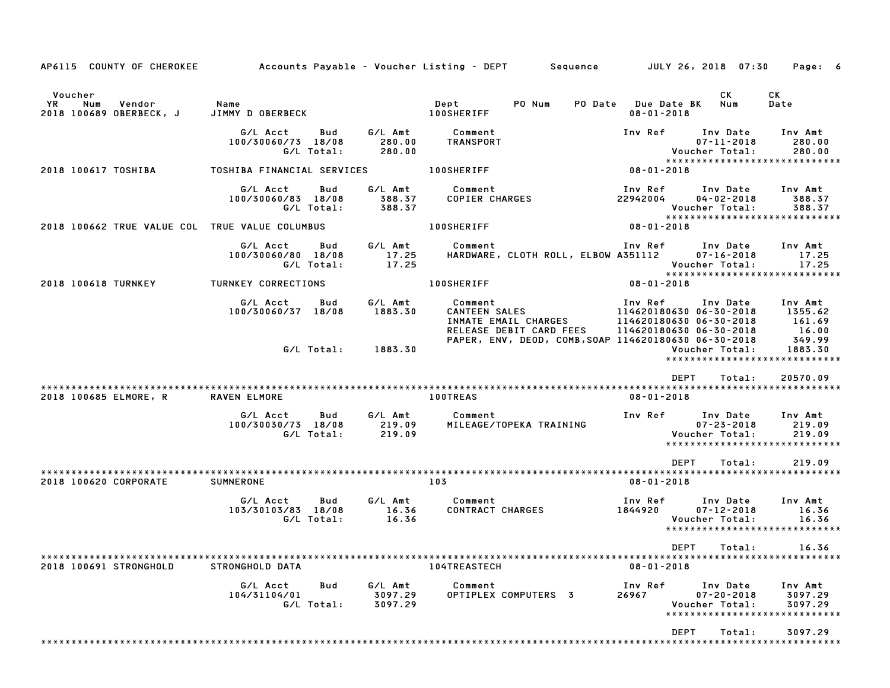AP6115 COUNTY OF CHEROKEE — Accounts Payable - Voucher Listing - DEPT — Sequence — JULY 26, 2018 07:30

| Voucher YR | Num | Vendor | Name | Dept | PO Num | PO Date | Due Date BK | CK Num | CK Date |
|---|---|---|---|---|---|---|---|---|---|
| 2018 | 100689 | OBERBECK, J | JIMMY D OBERBECK | 100SHERIFF | | | 08-01-2018 | | |

| G/L Acct | Bud | G/L Amt | Comment | Inv Ref | Inv Date | Inv Amt |
|---|---|---|---|---|---|---|
| 100/30060/73 | 18/08 | 280.00 | TRANSPORT | | 07-11-2018 | 280.00 |
| | G/L Total: | 280.00 | | | Voucher Total: | 280.00 |

****************************

| Voucher YR | Num | Vendor | Name | Dept | PO Num | PO Date | Due Date BK | CK Num | CK Date |
|---|---|---|---|---|---|---|---|---|---|
| 2018 | 100617 | TOSHIBA | TOSHIBA FINANCIAL SERVICES | 100SHERIFF | | | 08-01-2018 | | |

| G/L Acct | Bud | G/L Amt | Comment | Inv Ref | Inv Date | Inv Amt |
|---|---|---|---|---|---|---|
| 100/30060/83 | 18/08 | 388.37 | COPIER CHARGES | 22942004 | 04-02-2018 | 388.37 |
| | G/L Total: | 388.37 | | | Voucher Total: | 388.37 |

****************************

| Voucher YR | Num | Vendor | Name | Dept | PO Num | PO Date | Due Date BK | CK Num | CK Date |
|---|---|---|---|---|---|---|---|---|---|
| 2018 | 100662 | TRUE VALUE COL | TRUE VALUE COLUMBUS | 100SHERIFF | | | 08-01-2018 | | |

| G/L Acct | Bud | G/L Amt | Comment | Inv Ref | Inv Date | Inv Amt |
|---|---|---|---|---|---|---|
| 100/30060/80 | 18/08 | 17.25 | HARDWARE, CLOTH ROLL, ELBOW | A351112 | 07-16-2018 | 17.25 |
| | G/L Total: | 17.25 | | | Voucher Total: | 17.25 |

****************************

| Voucher YR | Num | Vendor | Name | Dept | PO Num | PO Date | Due Date BK | CK Num | CK Date |
|---|---|---|---|---|---|---|---|---|---|
| 2018 | 100618 | TURNKEY | TURNKEY CORRECTIONS | 100SHERIFF | | | 08-01-2018 | | |

| G/L Acct | Bud | G/L Amt | Comment | Inv Ref | Inv Date | Inv Amt |
|---|---|---|---|---|---|---|
| 100/30060/37 | 18/08 | 1883.30 | CANTEEN SALES | 114620180630 | 06-30-2018 | 1355.62 |
| | | | INMATE EMAIL CHARGES | 114620180630 | 06-30-2018 | 161.69 |
| | | | RELEASE DEBIT CARD FEES | 114620180630 | 06-30-2018 | 16.00 |
| | | | PAPER, ENV, DEOD, COMB,SOAP | 114620180630 | 06-30-2018 | 349.99 |
| | G/L Total: | 1883.30 | | | Voucher Total: | 1883.30 |

****************************

DEPT Total: 20570.09

****************************

| Voucher YR | Num | Vendor | Name | Dept | PO Num | PO Date | Due Date BK | CK Num | CK Date |
|---|---|---|---|---|---|---|---|---|---|
| 2018 | 100685 | ELMORE, R | RAVEN ELMORE | 100TREAS | | | 08-01-2018 | | |

| G/L Acct | Bud | G/L Amt | Comment | Inv Ref | Inv Date | Inv Amt |
|---|---|---|---|---|---|---|
| 100/30030/73 | 18/08 | 219.09 | MILEAGE/TOPEKA TRAINING | | 07-23-2018 | 219.09 |
| | G/L Total: | 219.09 | | | Voucher Total: | 219.09 |

****************************

DEPT Total: 219.09

****************************

| Voucher YR | Num | Vendor | Name | Dept | PO Num | PO Date | Due Date BK | CK Num | CK Date |
|---|---|---|---|---|---|---|---|---|---|
| 2018 | 100620 | CORPORATE | SUMNERONE | 103 | | | 08-01-2018 | | |

| G/L Acct | Bud | G/L Amt | Comment | Inv Ref | Inv Date | Inv Amt |
|---|---|---|---|---|---|---|
| 103/30103/83 | 18/08 | 16.36 | CONTRACT CHARGES | 1844920 | 07-12-2018 | 16.36 |
| | G/L Total: | 16.36 | | | Voucher Total: | 16.36 |

****************************

DEPT Total: 16.36

****************************

| Voucher YR | Num | Vendor | Name | Dept | PO Num | PO Date | Due Date BK | CK Num | CK Date |
|---|---|---|---|---|---|---|---|---|---|
| 2018 | 100691 | STRONGHOLD | STRONGHOLD DATA | 104TREASTECH | | | 08-01-2018 | | |

| G/L Acct | Bud | G/L Amt | Comment | Inv Ref | Inv Date | Inv Amt |
|---|---|---|---|---|---|---|
| 104/31104/01 | | 3097.29 | OPTIPLEX COMPUTERS 3 | 26967 | 07-20-2018 | 3097.29 |
| | G/L Total: | 3097.29 | | | Voucher Total: | 3097.29 |

****************************

DEPT Total: 3097.29

****************************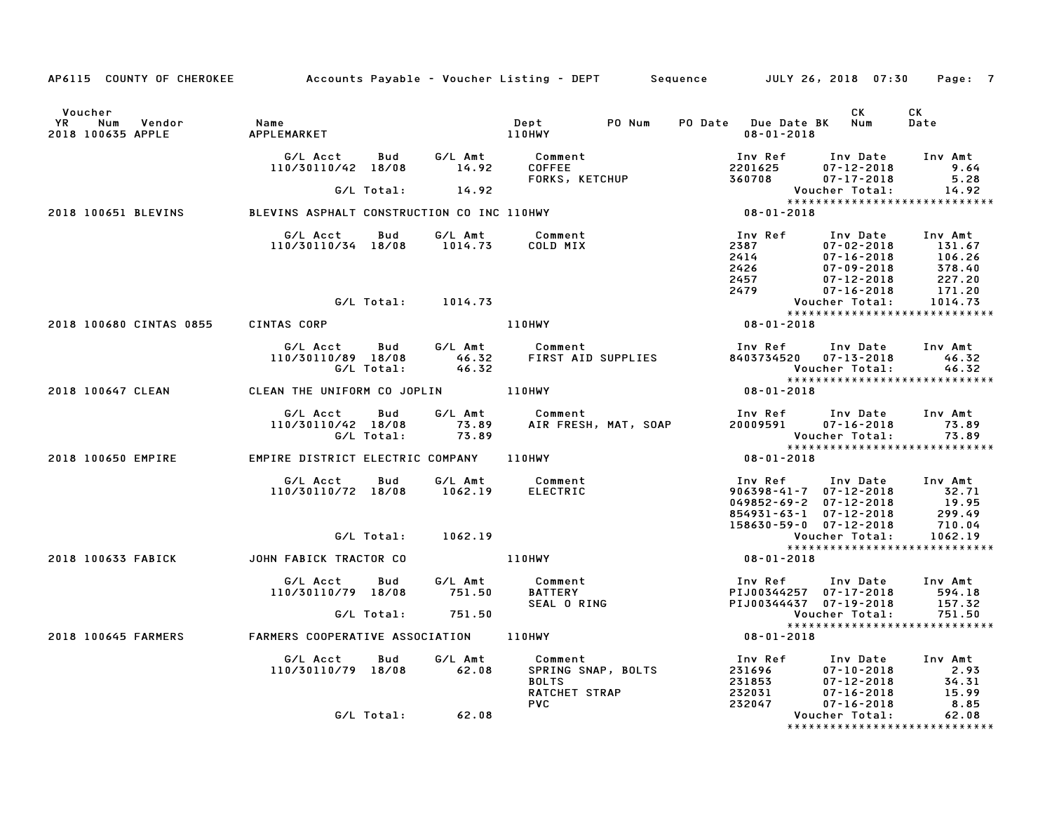AP6115 COUNTY OF CHEROKEE — Accounts Payable - Voucher Listing - DEPT — Sequence — JULY 26, 2018 07:30

| Voucher YR | Num | Vendor | Name | Dept | PO Num | PO Date | Due Date BK | CK Num | CK Date |
|---|---|---|---|---|---|---|---|---|---|
| 2018 | 100635 | APPLE | APPLEMARKET | 110HWY | | | 08-01-2018 | | |

| G/L Acct | Bud | G/L Amt | Comment | Inv Ref | Inv Date | Inv Amt |
|---|---|---|---|---|---|---|
| 110/30110/42 | 18/08 | 14.92 | COFFEE | 2201625 | 07-12-2018 | 9.64 |
| | | | FORKS, KETCHUP | 360708 | 07-17-2018 | 5.28 |
| | G/L Total: | 14.92 | | | Voucher Total: | 14.92 |

*****************************

| Voucher YR | Num | Vendor | Name | Dept | PO Num | PO Date | Due Date BK | CK Num | CK Date |
|---|---|---|---|---|---|---|---|---|---|
| 2018 | 100651 | BLEVINS | BLEVINS ASPHALT CONSTRUCTION CO INC | 110HWY | | | 08-01-2018 | | |

| G/L Acct | Bud | G/L Amt | Comment | Inv Ref | Inv Date | Inv Amt |
|---|---|---|---|---|---|---|
| 110/30110/34 | 18/08 | 1014.73 | COLD MIX | 2387 | 07-02-2018 | 131.67 |
| | | | | 2414 | 07-16-2018 | 106.26 |
| | | | | 2426 | 07-09-2018 | 378.40 |
| | | | | 2457 | 07-12-2018 | 227.20 |
| | | | | 2479 | 07-16-2018 | 171.20 |
| | G/L Total: | 1014.73 | | | Voucher Total: | 1014.73 |

*****************************

| Voucher YR | Num | Vendor | Name | Dept | PO Num | PO Date | Due Date BK | CK Num | CK Date |
|---|---|---|---|---|---|---|---|---|---|
| 2018 | 100680 | CINTAS 0855 | CINTAS CORP | 110HWY | | | 08-01-2018 | | |

| G/L Acct | Bud | G/L Amt | Comment | Inv Ref | Inv Date | Inv Amt |
|---|---|---|---|---|---|---|
| 110/30110/89 | 18/08 | 46.32 | FIRST AID SUPPLIES | 8403734520 | 07-13-2018 | 46.32 |
| | G/L Total: | 46.32 | | | Voucher Total: | 46.32 |

*****************************

| Voucher YR | Num | Vendor | Name | Dept | PO Num | PO Date | Due Date BK | CK Num | CK Date |
|---|---|---|---|---|---|---|---|---|---|
| 2018 | 100647 | CLEAN | CLEAN THE UNIFORM CO JOPLIN | 110HWY | | | 08-01-2018 | | |

| G/L Acct | Bud | G/L Amt | Comment | Inv Ref | Inv Date | Inv Amt |
|---|---|---|---|---|---|---|
| 110/30110/42 | 18/08 | 73.89 | AIR FRESH, MAT, SOAP | 20009591 | 07-16-2018 | 73.89 |
| | G/L Total: | 73.89 | | | Voucher Total: | 73.89 |

*****************************

| Voucher YR | Num | Vendor | Name | Dept | PO Num | PO Date | Due Date BK | CK Num | CK Date |
|---|---|---|---|---|---|---|---|---|---|
| 2018 | 100650 | EMPIRE | EMPIRE DISTRICT ELECTRIC COMPANY | 110HWY | | | 08-01-2018 | | |

| G/L Acct | Bud | G/L Amt | Comment | Inv Ref | Inv Date | Inv Amt |
|---|---|---|---|---|---|---|
| 110/30110/72 | 18/08 | 1062.19 | ELECTRIC | 906398-41-7 | 07-12-2018 | 32.71 |
| | | | | 049852-69-2 | 07-12-2018 | 19.95 |
| | | | | 854931-63-1 | 07-12-2018 | 299.49 |
| | | | | 158630-59-0 | 07-12-2018 | 710.04 |
| | G/L Total: | 1062.19 | | | Voucher Total: | 1062.19 |

*****************************

| Voucher YR | Num | Vendor | Name | Dept | PO Num | PO Date | Due Date BK | CK Num | CK Date |
|---|---|---|---|---|---|---|---|---|---|
| 2018 | 100633 | FABICK | JOHN FABICK TRACTOR CO | 110HWY | | | 08-01-2018 | | |

| G/L Acct | Bud | G/L Amt | Comment | Inv Ref | Inv Date | Inv Amt |
|---|---|---|---|---|---|---|
| 110/30110/79 | 18/08 | 751.50 | BATTERY | PIJ00344257 | 07-17-2018 | 594.18 |
| | | | SEAL O RING | PIJ00344437 | 07-19-2018 | 157.32 |
| | G/L Total: | 751.50 | | | Voucher Total: | 751.50 |

*****************************

| Voucher YR | Num | Vendor | Name | Dept | PO Num | PO Date | Due Date BK | CK Num | CK Date |
|---|---|---|---|---|---|---|---|---|---|
| 2018 | 100645 | FARMERS | FARMERS COOPERATIVE ASSOCIATION | 110HWY | | | 08-01-2018 | | |

| G/L Acct | Bud | G/L Amt | Comment | Inv Ref | Inv Date | Inv Amt |
|---|---|---|---|---|---|---|
| 110/30110/79 | 18/08 | 62.08 | SPRING SNAP, BOLTS | 231696 | 07-10-2018 | 2.93 |
| | | | BOLTS | 231853 | 07-12-2018 | 34.31 |
| | | | RATCHET STRAP | 232031 | 07-16-2018 | 15.99 |
| | | | PVC | 232047 | 07-16-2018 | 8.85 |
| | G/L Total: | 62.08 | | | Voucher Total: | 62.08 |

*****************************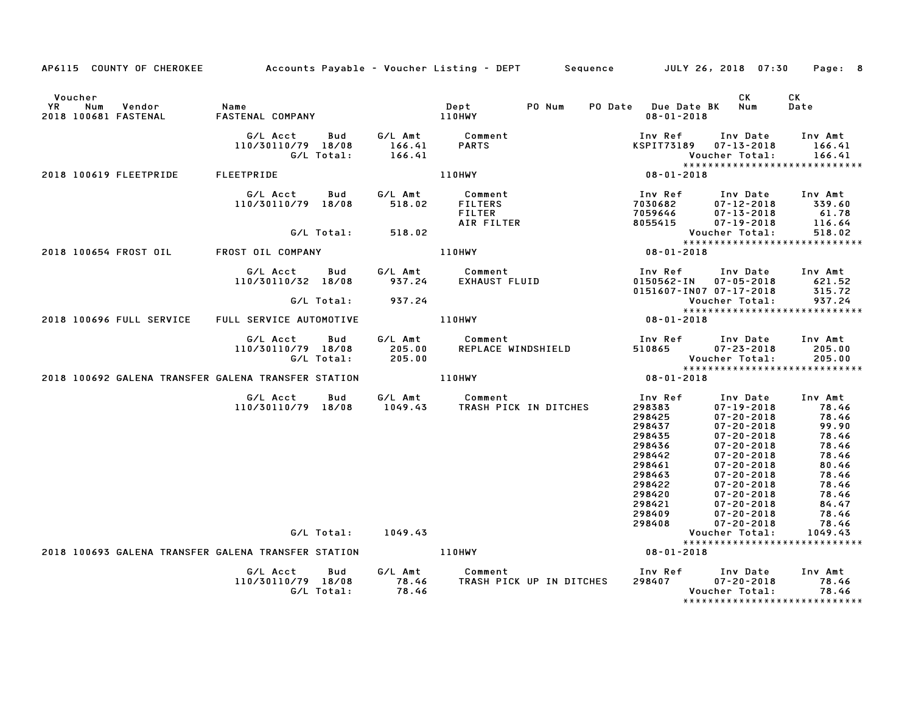AP6115 COUNTY OF CHEROKEE    Accounts Payable - Voucher Listing - DEPT    Sequence    JULY 26, 2018 07:30

| Voucher YR | Num | Vendor | Name | Dept | PO Num | PO Date | Due Date BK | CK Num | CK Date |
|---|---|---|---|---|---|---|---|---|---|
| 2018 | 100681 | FASTENAL | FASTENAL COMPANY | 110HWY | | | 08-01-2018 | | |

| G/L Acct | Bud | G/L Amt | Comment | Inv Ref | Inv Date | Inv Amt |
|---|---|---|---|---|---|---|
| 110/30110/79 | 18/08 | 166.41 | PARTS | KSPIT73189 | 07-13-2018 | 166.41 |
| | G/L Total: | 166.41 | | | Voucher Total: | 166.41 |

*****************************

| Voucher YR | Num | Vendor | Name | Dept | PO Num | PO Date | Due Date BK | CK Num | CK Date |
|---|---|---|---|---|---|---|---|---|---|
| 2018 | 100619 | FLEETPRIDE | FLEETPRIDE | 110HWY | | | 08-01-2018 | | |

| G/L Acct | Bud | G/L Amt | Comment | Inv Ref | Inv Date | Inv Amt |
|---|---|---|---|---|---|---|
| 110/30110/79 | 18/08 | 518.02 | FILTERS | 7030682 | 07-12-2018 | 339.60 |
| | | | FILTER | 7059646 | 07-13-2018 | 61.78 |
| | | | AIR FILTER | 8055415 | 07-19-2018 | 116.64 |
| | G/L Total: | 518.02 | | | Voucher Total: | 518.02 |

*****************************

| Voucher YR | Num | Vendor | Name | Dept | PO Num | PO Date | Due Date BK | CK Num | CK Date |
|---|---|---|---|---|---|---|---|---|---|
| 2018 | 100654 | FROST OIL | FROST OIL COMPANY | 110HWY | | | 08-01-2018 | | |

| G/L Acct | Bud | G/L Amt | Comment | Inv Ref | Inv Date | Inv Amt |
|---|---|---|---|---|---|---|
| 110/30110/32 | 18/08 | 937.24 | EXHAUST FLUID | 0150562-IN | 07-05-2018 | 621.52 |
| | | | | 0151607-IN07 | 07-17-2018 | 315.72 |
| | G/L Total: | 937.24 | | | Voucher Total: | 937.24 |

*****************************

| Voucher YR | Num | Vendor | Name | Dept | PO Num | PO Date | Due Date BK | CK Num | CK Date |
|---|---|---|---|---|---|---|---|---|---|
| 2018 | 100696 | FULL SERVICE | FULL SERVICE AUTOMOTIVE | 110HWY | | | 08-01-2018 | | |

| G/L Acct | Bud | G/L Amt | Comment | Inv Ref | Inv Date | Inv Amt |
|---|---|---|---|---|---|---|
| 110/30110/79 | 18/08 | 205.00 | REPLACE WINDSHIELD | 510865 | 07-23-2018 | 205.00 |
| | G/L Total: | 205.00 | | | Voucher Total: | 205.00 |

*****************************

| Voucher YR | Num | Vendor | Name | Dept | PO Num | PO Date | Due Date BK | CK Num | CK Date |
|---|---|---|---|---|---|---|---|---|---|
| 2018 | 100692 | GALENA TRANSFER | GALENA TRANSFER STATION | 110HWY | | | 08-01-2018 | | |

| G/L Acct | Bud | G/L Amt | Comment | Inv Ref | Inv Date | Inv Amt |
|---|---|---|---|---|---|---|
| 110/30110/79 | 18/08 | 1049.43 | TRASH PICK IN DITCHES | 298383 | 07-19-2018 | 78.46 |
| | | | | 298425 | 07-20-2018 | 78.46 |
| | | | | 298437 | 07-20-2018 | 99.90 |
| | | | | 298435 | 07-20-2018 | 78.46 |
| | | | | 298436 | 07-20-2018 | 78.46 |
| | | | | 298442 | 07-20-2018 | 78.46 |
| | | | | 298461 | 07-20-2018 | 80.46 |
| | | | | 298463 | 07-20-2018 | 78.46 |
| | | | | 298422 | 07-20-2018 | 78.46 |
| | | | | 298420 | 07-20-2018 | 78.46 |
| | | | | 298421 | 07-20-2018 | 84.47 |
| | | | | 298409 | 07-20-2018 | 78.46 |
| | | | | 298408 | 07-20-2018 | 78.46 |
| | G/L Total: | 1049.43 | | | Voucher Total: | 1049.43 |

*****************************

| Voucher YR | Num | Vendor | Name | Dept | PO Num | PO Date | Due Date BK | CK Num | CK Date |
|---|---|---|---|---|---|---|---|---|---|
| 2018 | 100693 | GALENA TRANSFER | GALENA TRANSFER STATION | 110HWY | | | 08-01-2018 | | |

| G/L Acct | Bud | G/L Amt | Comment | Inv Ref | Inv Date | Inv Amt |
|---|---|---|---|---|---|---|
| 110/30110/79 | 18/08 | 78.46 | TRASH PICK UP IN DITCHES | 298407 | 07-20-2018 | 78.46 |
| | G/L Total: | 78.46 | | | Voucher Total: | 78.46 |

*****************************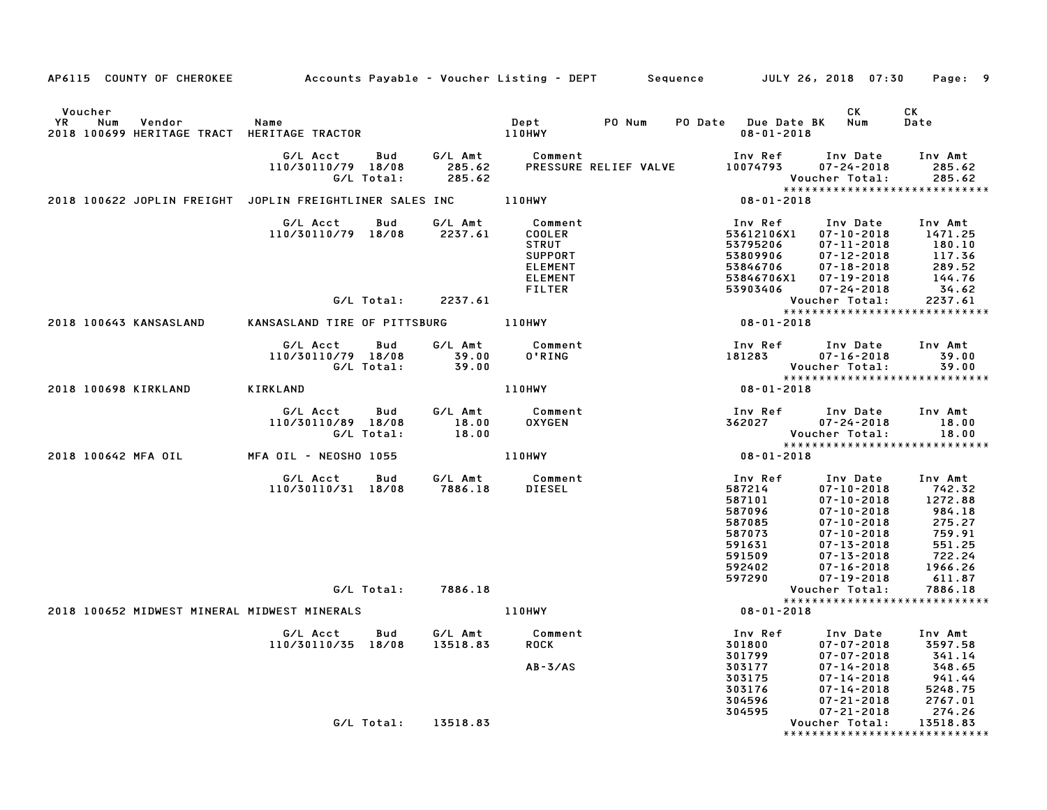AP6115 COUNTY OF CHEROKEE Accounts Payable - Voucher Listing - DEPT Sequence JULY 26, 2018 07:30

| Voucher YR | Num | Vendor | Name | Dept | PO Num | PO Date | Due Date BK | CK Num | CK Date |
|---|---|---|---|---|---|---|---|---|---|
| 2018 | 100699 | HERITAGE TRACT | HERITAGE TRACTOR | 110HWY | | | 08-01-2018 | | |

| G/L Acct | Bud | G/L Amt | Comment | Inv Ref | Inv Date | Inv Amt |
|---|---|---|---|---|---|---|
| 110/30110/79 | 18/08 | 285.62 | PRESSURE RELIEF VALVE | 10074793 | 07-24-2018 | 285.62 |
| | G/L Total: | 285.62 | | | Voucher Total: | 285.62 |

****************************

| Voucher YR | Num | Vendor | Name | Dept | PO Num | PO Date | Due Date BK | CK Num | CK Date |
|---|---|---|---|---|---|---|---|---|---|
| 2018 | 100622 | JOPLIN FREIGHT | JOPLIN FREIGHTLINER SALES INC | 110HWY | | | 08-01-2018 | | |

| G/L Acct | Bud | G/L Amt | Comment | Inv Ref | Inv Date | Inv Amt |
|---|---|---|---|---|---|---|
| 110/30110/79 | 18/08 | 2237.61 | COOLER | 53612106X1 | 07-10-2018 | 1471.25 |
| | | | STRUT | 53795206 | 07-11-2018 | 180.10 |
| | | | SUPPORT | 53809906 | 07-12-2018 | 117.36 |
| | | | ELEMENT | 53846706 | 07-18-2018 | 289.52 |
| | | | ELEMENT | 53846706X1 | 07-19-2018 | 144.76 |
| | | | FILTER | 53903406 | 07-24-2018 | 34.62 |
| | G/L Total: | 2237.61 | | | Voucher Total: | 2237.61 |

****************************

| Voucher YR | Num | Vendor | Name | Dept | PO Num | PO Date | Due Date BK | CK Num | CK Date |
|---|---|---|---|---|---|---|---|---|---|
| 2018 | 100643 | KANSASLAND | KANSASLAND TIRE OF PITTSBURG | 110HWY | | | 08-01-2018 | | |

| G/L Acct | Bud | G/L Amt | Comment | Inv Ref | Inv Date | Inv Amt |
|---|---|---|---|---|---|---|
| 110/30110/79 | 18/08 | 39.00 | O'RING | 181283 | 07-16-2018 | 39.00 |
| | G/L Total: | 39.00 | | | Voucher Total: | 39.00 |

****************************

| Voucher YR | Num | Vendor | Name | Dept | PO Num | PO Date | Due Date BK | CK Num | CK Date |
|---|---|---|---|---|---|---|---|---|---|
| 2018 | 100698 | KIRKLAND | KIRKLAND | 110HWY | | | 08-01-2018 | | |

| G/L Acct | Bud | G/L Amt | Comment | Inv Ref | Inv Date | Inv Amt |
|---|---|---|---|---|---|---|
| 110/30110/89 | 18/08 | 18.00 | OXYGEN | 362027 | 07-24-2018 | 18.00 |
| | G/L Total: | 18.00 | | | Voucher Total: | 18.00 |

****************************

| Voucher YR | Num | Vendor | Name | Dept | PO Num | PO Date | Due Date BK | CK Num | CK Date |
|---|---|---|---|---|---|---|---|---|---|
| 2018 | 100642 | MFA OIL | MFA OIL - NEOSHO 1055 | 110HWY | | | 08-01-2018 | | |

| G/L Acct | Bud | G/L Amt | Comment | Inv Ref | Inv Date | Inv Amt |
|---|---|---|---|---|---|---|
| 110/30110/31 | 18/08 | 7886.18 | DIESEL | 587214 | 07-10-2018 | 742.32 |
| | | | | 587101 | 07-10-2018 | 1272.88 |
| | | | | 587096 | 07-10-2018 | 984.18 |
| | | | | 587085 | 07-10-2018 | 275.27 |
| | | | | 587073 | 07-10-2018 | 759.91 |
| | | | | 591631 | 07-13-2018 | 551.25 |
| | | | | 591509 | 07-13-2018 | 722.24 |
| | | | | 592402 | 07-16-2018 | 1966.26 |
| | | | | 597290 | 07-19-2018 | 611.87 |
| | G/L Total: | 7886.18 | | | Voucher Total: | 7886.18 |

****************************

| Voucher YR | Num | Vendor | Name | Dept | PO Num | PO Date | Due Date BK | CK Num | CK Date |
|---|---|---|---|---|---|---|---|---|---|
| 2018 | 100652 | MIDWEST MINERAL | MIDWEST MINERALS | 110HWY | | | 08-01-2018 | | |

| G/L Acct | Bud | G/L Amt | Comment | Inv Ref | Inv Date | Inv Amt |
|---|---|---|---|---|---|---|
| 110/30110/35 | 18/08 | 13518.83 | ROCK | 301800 | 07-07-2018 | 3597.58 |
| | | | | 301799 | 07-07-2018 | 341.14 |
| | | | AB-3/AS | 303177 | 07-14-2018 | 348.65 |
| | | | | 303175 | 07-14-2018 | 941.44 |
| | | | | 303176 | 07-14-2018 | 5248.75 |
| | | | | 304596 | 07-21-2018 | 2767.01 |
| | | | | 304595 | 07-21-2018 | 274.26 |
| | G/L Total: | 13518.83 | | | Voucher Total: | 13518.83 |

****************************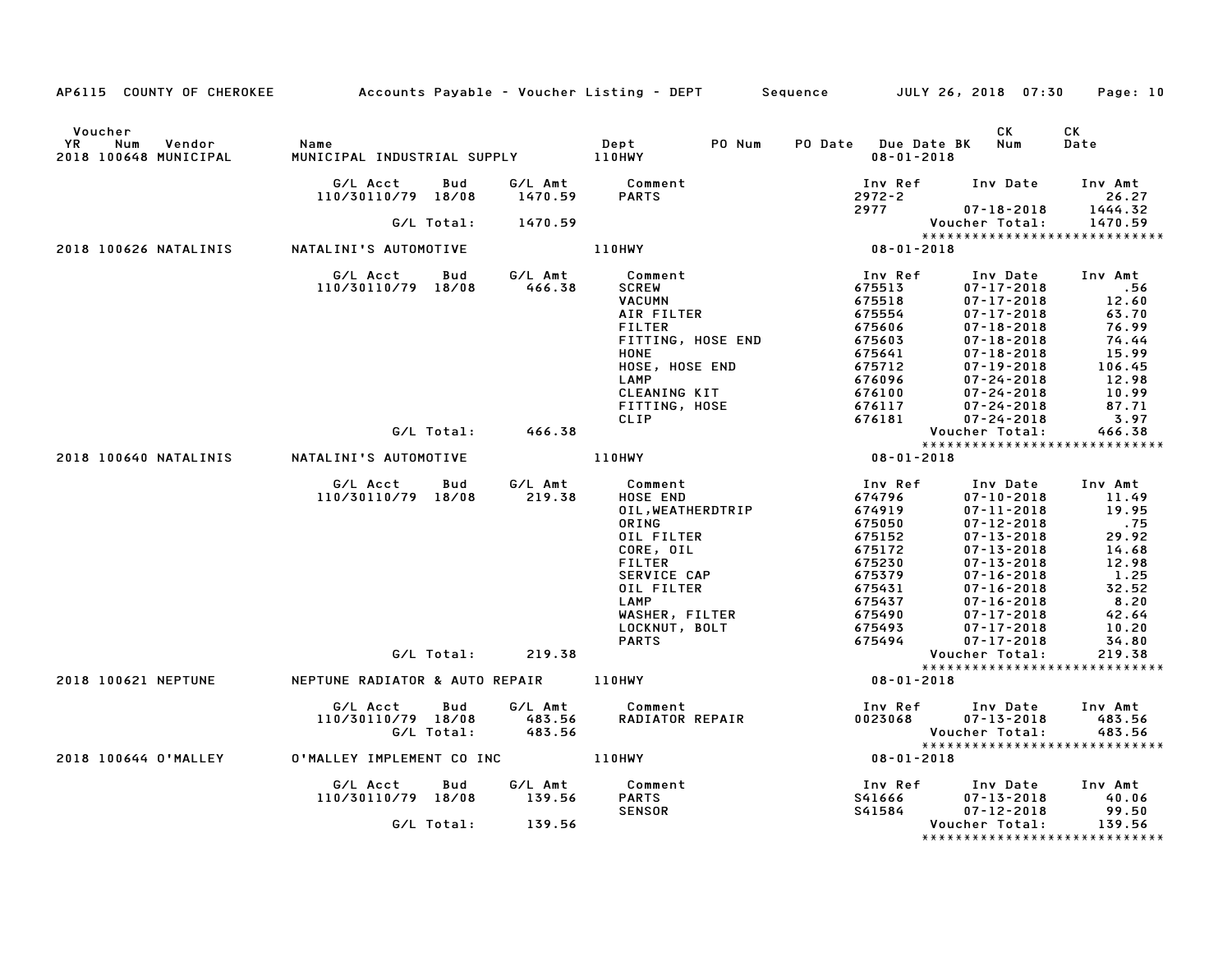AP6115 COUNTY OF CHEROKEE — Accounts Payable - Voucher Listing - DEPT — Sequence — JULY 26, 2018 07:30

| Voucher YR | Num | Vendor | Name | Dept | PO Num | PO Date | Due Date BK | CK Num | CK Date |
|---|---|---|---|---|---|---|---|---|---|
| 2018 | 100648 | MUNICIPAL | MUNICIPAL INDUSTRIAL SUPPLY | 110HWY | | | 08-01-2018 | | |

| G/L Acct | Bud | G/L Amt | Comment | Inv Ref | Inv Date | Inv Amt |
|---|---|---|---|---|---|---|
| 110/30110/79 | 18/08 | 1470.59 | PARTS | 2972-2 | | 26.27 |
| | | | | 2977 | 07-18-2018 | 1444.32 |
| | G/L Total: | 1470.59 | | | Voucher Total: | 1470.59 |

*****************************

| Voucher YR | Num | Vendor | Name | Dept | PO Num | PO Date | Due Date BK | CK Num | CK Date |
|---|---|---|---|---|---|---|---|---|---|
| 2018 | 100626 | NATALINIS | NATALINI'S AUTOMOTIVE | 110HWY | | | 08-01-2018 | | |

| G/L Acct | Bud | G/L Amt | Comment | Inv Ref | Inv Date | Inv Amt |
|---|---|---|---|---|---|---|
| 110/30110/79 | 18/08 | 466.38 | SCREW | 675513 | 07-17-2018 | .56 |
| | | | VACUMN | 675518 | 07-17-2018 | 12.60 |
| | | | AIR FILTER | 675554 | 07-17-2018 | 63.70 |
| | | | FILTER | 675606 | 07-18-2018 | 76.99 |
| | | | FITTING, HOSE END | 675603 | 07-18-2018 | 74.44 |
| | | | HONE | 675641 | 07-18-2018 | 15.99 |
| | | | HOSE, HOSE END | 675712 | 07-19-2018 | 106.45 |
| | | | LAMP | 676096 | 07-24-2018 | 12.98 |
| | | | CLEANING KIT | 676100 | 07-24-2018 | 10.99 |
| | | | FITTING, HOSE | 676117 | 07-24-2018 | 87.71 |
| | | | CLIP | 676181 | 07-24-2018 | 3.97 |
| | G/L Total: | 466.38 | | | Voucher Total: | 466.38 |

*****************************

| Voucher YR | Num | Vendor | Name | Dept | PO Num | PO Date | Due Date BK | CK Num | CK Date |
|---|---|---|---|---|---|---|---|---|---|
| 2018 | 100640 | NATALINIS | NATALINI'S AUTOMOTIVE | 110HWY | | | 08-01-2018 | | |

| G/L Acct | Bud | G/L Amt | Comment | Inv Ref | Inv Date | Inv Amt |
|---|---|---|---|---|---|---|
| 110/30110/79 | 18/08 | 219.38 | HOSE END | 674796 | 07-10-2018 | 11.49 |
| | | | OIL,WEATHERDTRIP | 674919 | 07-11-2018 | 19.95 |
| | | | ORING | 675050 | 07-12-2018 | .75 |
| | | | OIL FILTER | 675152 | 07-13-2018 | 29.92 |
| | | | CORE, OIL | 675172 | 07-13-2018 | 14.68 |
| | | | FILTER | 675230 | 07-13-2018 | 12.98 |
| | | | SERVICE CAP | 675379 | 07-16-2018 | 1.25 |
| | | | OIL FILTER | 675431 | 07-16-2018 | 32.52 |
| | | | LAMP | 675437 | 07-16-2018 | 8.20 |
| | | | WASHER, FILTER | 675490 | 07-17-2018 | 42.64 |
| | | | LOCKNUT, BOLT | 675493 | 07-17-2018 | 10.20 |
| | | | PARTS | 675494 | 07-17-2018 | 34.80 |
| | G/L Total: | 219.38 | | | Voucher Total: | 219.38 |

*****************************

| Voucher YR | Num | Vendor | Name | Dept | PO Num | PO Date | Due Date BK | CK Num | CK Date |
|---|---|---|---|---|---|---|---|---|---|
| 2018 | 100621 | NEPTUNE | NEPTUNE RADIATOR & AUTO REPAIR | 110HWY | | | 08-01-2018 | | |

| G/L Acct | Bud | G/L Amt | Comment | Inv Ref | Inv Date | Inv Amt |
|---|---|---|---|---|---|---|
| 110/30110/79 | 18/08 | 483.56 | RADIATOR REPAIR | 0023068 | 07-13-2018 | 483.56 |
| | G/L Total: | 483.56 | | | Voucher Total: | 483.56 |

*****************************

| Voucher YR | Num | Vendor | Name | Dept | PO Num | PO Date | Due Date BK | CK Num | CK Date |
|---|---|---|---|---|---|---|---|---|---|
| 2018 | 100644 | O'MALLEY | O'MALLEY IMPLEMENT CO INC | 110HWY | | | 08-01-2018 | | |

| G/L Acct | Bud | G/L Amt | Comment | Inv Ref | Inv Date | Inv Amt |
|---|---|---|---|---|---|---|
| 110/30110/79 | 18/08 | 139.56 | PARTS | S41666 | 07-13-2018 | 40.06 |
| | | | SENSOR | S41584 | 07-12-2018 | 99.50 |
| | G/L Total: | 139.56 | | | Voucher Total: | 139.56 |

*****************************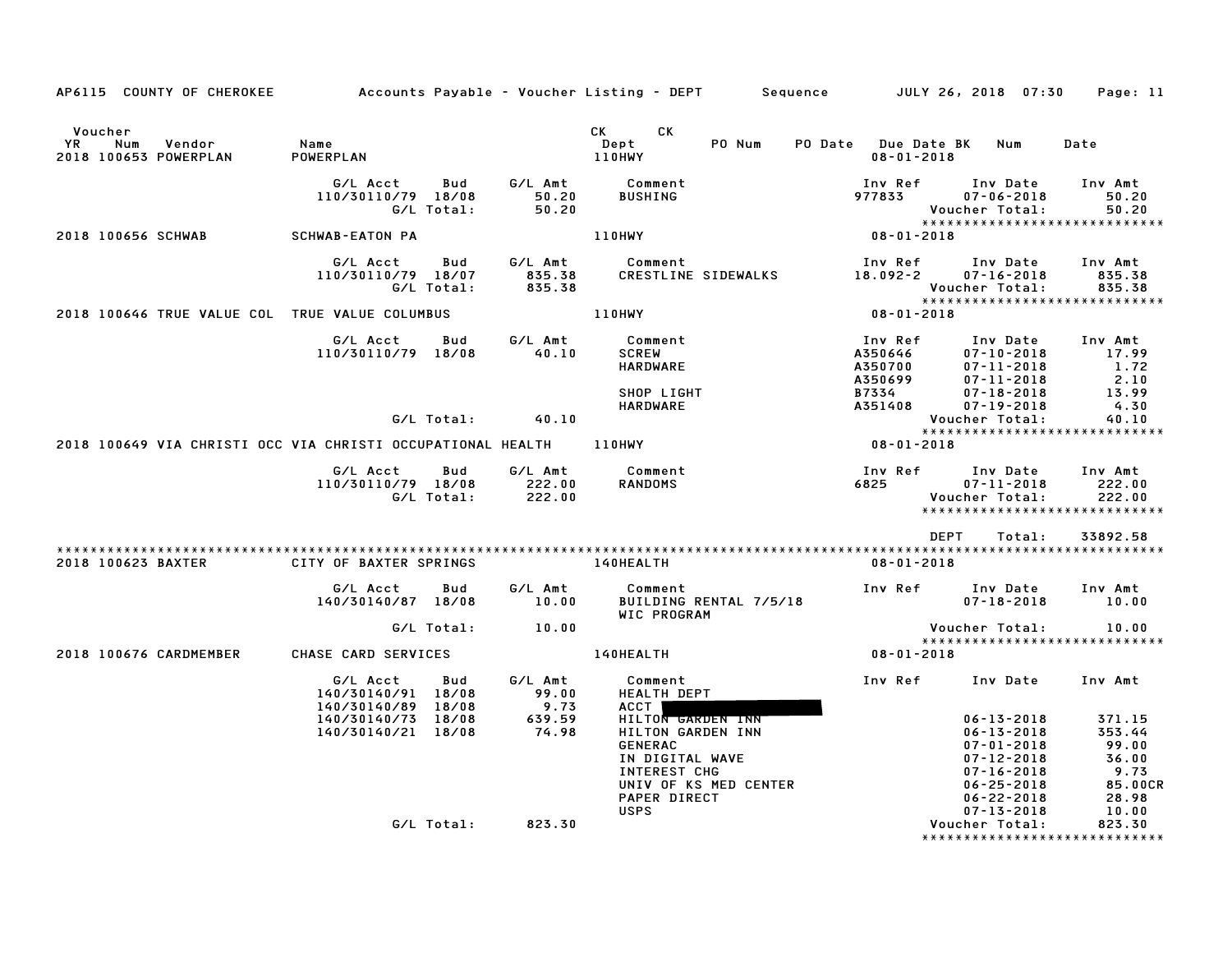AP6115 COUNTY OF CHEROKEE — Accounts Payable - Voucher Listing - DEPT — Sequence — JULY 26, 2018 07:30

| Voucher YR | Num | Vendor | Name | CK Dept | CK | PO Num | PO Date | Due Date | BK | Num | Date |
|---|---|---|---|---|---|---|---|---|---|---|---|
| 2018 | 100653 | POWERPLAN | POWERPLAN | 110HWY | | | | 08-01-2018 | | | |

| G/L Acct | Bud | G/L Amt | Comment | Inv Ref | Inv Date | Inv Amt |
|---|---|---|---|---|---|---|
| 110/30110/79 | 18/08 | 50.20 | BUSHING | 977833 | 07-06-2018 | 50.20 |
| | G/L Total: | 50.20 | | | Voucher Total: | 50.20 |

****************************

2018 100656 SCHWAB — SCHWAB-EATON PA — 110HWY — 08-01-2018

| G/L Acct | Bud | G/L Amt | Comment | Inv Ref | Inv Date | Inv Amt |
|---|---|---|---|---|---|---|
| 110/30110/79 | 18/07 | 835.38 | CRESTLINE SIDEWALKS | 18.092-2 | 07-16-2018 | 835.38 |
| | G/L Total: | 835.38 | | | Voucher Total: | 835.38 |

****************************

2018 100646 TRUE VALUE COL — TRUE VALUE COLUMBUS — 110HWY — 08-01-2018

| G/L Acct | Bud | G/L Amt | Comment | Inv Ref | Inv Date | Inv Amt |
|---|---|---|---|---|---|---|
| 110/30110/79 | 18/08 | 40.10 | SCREW | A350646 | 07-10-2018 | 17.99 |
| | | | HARDWARE | A350700 | 07-11-2018 | 1.72 |
| | | | | A350699 | 07-11-2018 | 2.10 |
| | | | SHOP LIGHT | B7334 | 07-18-2018 | 13.99 |
| | | | HARDWARE | A351408 | 07-19-2018 | 4.30 |
| | G/L Total: | 40.10 | | | Voucher Total: | 40.10 |

****************************

2018 100649 VIA CHRISTI OCC — VIA CHRISTI OCCUPATIONAL HEALTH — 110HWY — 08-01-2018

| G/L Acct | Bud | G/L Amt | Comment | Inv Ref | Inv Date | Inv Amt |
|---|---|---|---|---|---|---|
| 110/30110/79 | 18/08 | 222.00 | RANDOMS | 6825 | 07-11-2018 | 222.00 |
| | G/L Total: | 222.00 | | | Voucher Total: | 222.00 |

****************************

DEPT Total: 33892.58

****************************

2018 100623 BAXTER — CITY OF BAXTER SPRINGS — 140HEALTH — 08-01-2018

| G/L Acct | Bud | G/L Amt | Comment | Inv Ref | Inv Date | Inv Amt |
|---|---|---|---|---|---|---|
| 140/30140/87 | 18/08 | 10.00 | BUILDING RENTAL 7/5/18 WIC PROGRAM | | 07-18-2018 | 10.00 |
| | G/L Total: | 10.00 | | | Voucher Total: | 10.00 |

****************************

2018 100676 CARDMEMBER — CHASE CARD SERVICES — 140HEALTH — 08-01-2018

| G/L Acct | Bud | G/L Amt | Comment | Inv Ref | Inv Date | Inv Amt |
|---|---|---|---|---|---|---|
| 140/30140/91 | 18/08 | 99.00 | HEALTH DEPT | | | |
| 140/30140/89 | 18/08 | 9.73 | ACCT [redacted] | | | |
| 140/30140/73 | 18/08 | 639.59 | HILTON GARDEN INN | | 06-13-2018 | 371.15 |
| 140/30140/21 | 18/08 | 74.98 | HILTON GARDEN INN | | 06-13-2018 | 353.44 |
| | | | GENERAC | | 07-01-2018 | 99.00 |
| | | | IN DIGITAL WAVE | | 07-12-2018 | 36.00 |
| | | | INTEREST CHG | | 07-16-2018 | 9.73 |
| | | | UNIV OF KS MED CENTER | | 06-25-2018 | 85.00CR |
| | | | PAPER DIRECT | | 06-22-2018 | 28.98 |
| | | | USPS | | 07-13-2018 | 10.00 |
| | G/L Total: | 823.30 | | | Voucher Total: | 823.30 |

****************************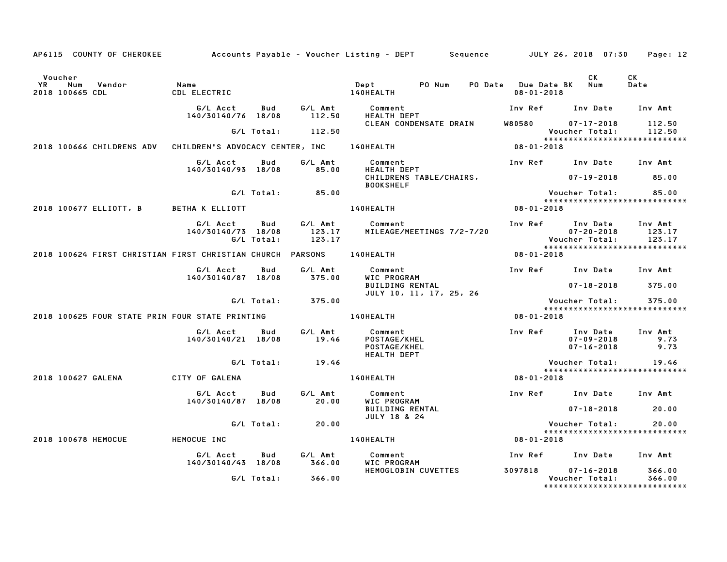AP6115 COUNTY OF CHEROKEE — Accounts Payable - Voucher Listing - DEPT — Sequence — JULY 26, 2018 07:30

| Voucher YR | Num | Vendor | Name | Dept | PO Num | PO Date | Due Date BK | CK Num | CK Date |
|---|---|---|---|---|---|---|---|---|---|
| 2018 | 100665 | CDL | CDL ELECTRIC | 140HEALTH | | | 08-01-2018 | | |

| G/L Acct | Bud | G/L Amt | Comment | Inv Ref | Inv Date | Inv Amt |
|---|---|---|---|---|---|---|
| 140/30140/76 | 18/08 | 112.50 | HEALTH DEPT | | | |
| | | | CLEAN CONDENSATE DRAIN | W80580 | 07-17-2018 | 112.50 |
| | G/L Total: | 112.50 | | | Voucher Total: | 112.50 |

****************************

| Voucher YR | Num | Vendor | Name | Dept | Due Date BK |
|---|---|---|---|---|---|
| 2018 | 100666 | CHILDRENS ADV | CHILDREN'S ADVOCACY CENTER, INC | 140HEALTH | 08-01-2018 |

| G/L Acct | Bud | G/L Amt | Comment | Inv Ref | Inv Date | Inv Amt |
|---|---|---|---|---|---|---|
| 140/30140/93 | 18/08 | 85.00 | HEALTH DEPT | | | |
| | | | CHILDRENS TABLE/CHAIRS, BOOKSHELF | | 07-19-2018 | 85.00 |
| | G/L Total: | 85.00 | | | Voucher Total: | 85.00 |

****************************

| Voucher YR | Num | Vendor | Name | Dept | Due Date BK |
|---|---|---|---|---|---|
| 2018 | 100677 | ELLIOTT, B | BETHA K ELLIOTT | 140HEALTH | 08-01-2018 |

| G/L Acct | Bud | G/L Amt | Comment | Inv Ref | Inv Date | Inv Amt |
|---|---|---|---|---|---|---|
| 140/30140/73 | 18/08 | 123.17 | MILEAGE/MEETINGS 7/2-7/20 | | 07-20-2018 | 123.17 |
| | G/L Total: | 123.17 | | | Voucher Total: | 123.17 |

****************************

| Voucher YR | Num | Vendor | Name | Dept | Due Date BK |
|---|---|---|---|---|---|
| 2018 | 100624 | FIRST CHRISTIAN | FIRST CHRISTIAN CHURCH PARSONS | 140HEALTH | 08-01-2018 |

| G/L Acct | Bud | G/L Amt | Comment | Inv Ref | Inv Date | Inv Amt |
|---|---|---|---|---|---|---|
| 140/30140/87 | 18/08 | 375.00 | WIC PROGRAM | | | |
| | | | BUILDING RENTAL | | 07-18-2018 | 375.00 |
| | | | JULY 10, 11, 17, 25, 26 | | | |
| | G/L Total: | 375.00 | | | Voucher Total: | 375.00 |

****************************

| Voucher YR | Num | Vendor | Name | Dept | Due Date BK |
|---|---|---|---|---|---|
| 2018 | 100625 | FOUR STATE PRIN | FOUR STATE PRINTING | 140HEALTH | 08-01-2018 |

| G/L Acct | Bud | G/L Amt | Comment | Inv Ref | Inv Date | Inv Amt |
|---|---|---|---|---|---|---|
| 140/30140/21 | 18/08 | 19.46 | POSTAGE/KHEL | | 07-09-2018 | 9.73 |
| | | | POSTAGE/KHEL | | 07-16-2018 | 9.73 |
| | | | HEALTH DEPT | | | |
| | G/L Total: | 19.46 | | | Voucher Total: | 19.46 |

****************************

| Voucher YR | Num | Vendor | Name | Dept | Due Date BK |
|---|---|---|---|---|---|
| 2018 | 100627 | GALENA | CITY OF GALENA | 140HEALTH | 08-01-2018 |

| G/L Acct | Bud | G/L Amt | Comment | Inv Ref | Inv Date | Inv Amt |
|---|---|---|---|---|---|---|
| 140/30140/87 | 18/08 | 20.00 | WIC PROGRAM | | | |
| | | | BUILDING RENTAL | | 07-18-2018 | 20.00 |
| | | | JULY 18 & 24 | | | |
| | G/L Total: | 20.00 | | | Voucher Total: | 20.00 |

****************************

| Voucher YR | Num | Vendor | Name | Dept | Due Date BK |
|---|---|---|---|---|---|
| 2018 | 100678 | HEMOCUE | HEMOCUE INC | 140HEALTH | 08-01-2018 |

| G/L Acct | Bud | G/L Amt | Comment | Inv Ref | Inv Date | Inv Amt |
|---|---|---|---|---|---|---|
| 140/30140/43 | 18/08 | 366.00 | WIC PROGRAM | | | |
| | | | HEMOGLOBIN CUVETTES | 3097818 | 07-16-2018 | 366.00 |
| | G/L Total: | 366.00 | | | Voucher Total: | 366.00 |

****************************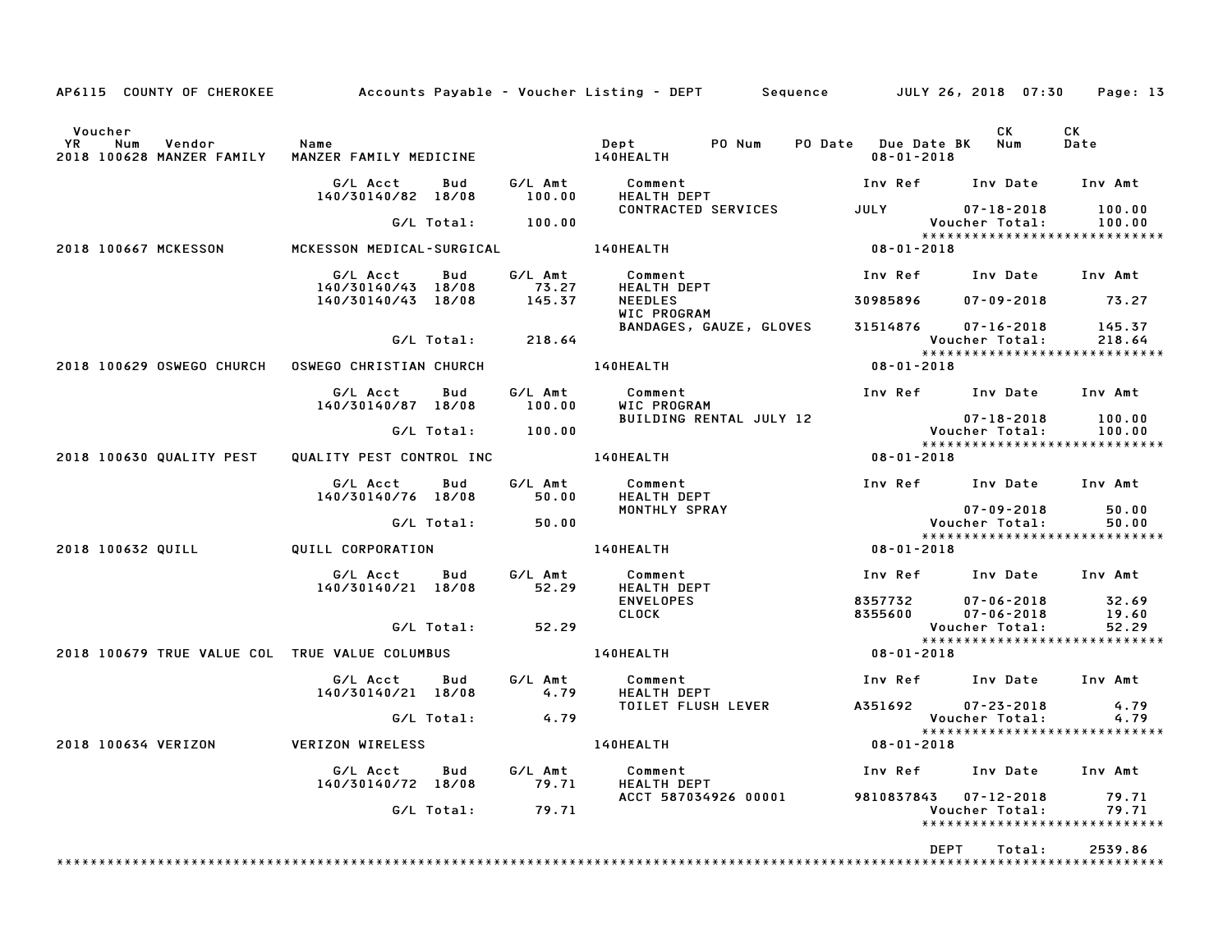AP6115 COUNTY OF CHEROKEE — Accounts Payable - Voucher Listing - DEPT — Sequence — JULY 26, 2018 07:30

| Voucher YR | Num | Vendor | Name | Dept | PO Num | PO Date | Due Date | BK | CK Num | CK Date |
|---|---|---|---|---|---|---|---|---|---|---|
| 2018 | 100628 | MANZER FAMILY | MANZER FAMILY MEDICINE | 140HEALTH | | | 08-01-2018 | | | |

| G/L Acct | Bud | G/L Amt | Comment | Inv Ref | Inv Date | Inv Amt |
|---|---|---|---|---|---|---|
| 140/30140/82 | 18/08 | 100.00 | HEALTH DEPT | | | |
| | | | CONTRACTED SERVICES | JULY | 07-18-2018 | 100.00 |
| | G/L Total: | 100.00 | | | Voucher Total: | 100.00 |

| Voucher YR | Num | Vendor | Name | Dept | Due Date |
|---|---|---|---|---|---|
| 2018 | 100667 | MCKESSON | MCKESSON MEDICAL-SURGICAL | 140HEALTH | 08-01-2018 |

| G/L Acct | Bud | G/L Amt | Comment | Inv Ref | Inv Date | Inv Amt |
|---|---|---|---|---|---|---|
| 140/30140/43 | 18/08 | 73.27 | HEALTH DEPT | | | |
| 140/30140/43 | 18/08 | 145.37 | NEEDLES | 30985896 | 07-09-2018 | 73.27 |
| | | | WIC PROGRAM | | | |
| | | | BANDAGES, GAUZE, GLOVES | 31514876 | 07-16-2018 | 145.37 |
| | G/L Total: | 218.64 | | | Voucher Total: | 218.64 |

| Voucher YR | Num | Vendor | Name | Dept | Due Date |
|---|---|---|---|---|---|
| 2018 | 100629 | OSWEGO CHURCH | OSWEGO CHRISTIAN CHURCH | 140HEALTH | 08-01-2018 |

| G/L Acct | Bud | G/L Amt | Comment | Inv Ref | Inv Date | Inv Amt |
|---|---|---|---|---|---|---|
| 140/30140/87 | 18/08 | 100.00 | WIC PROGRAM | | | |
| | | | BUILDING RENTAL JULY 12 | | 07-18-2018 | 100.00 |
| | G/L Total: | 100.00 | | | Voucher Total: | 100.00 |

| Voucher YR | Num | Vendor | Name | Dept | Due Date |
|---|---|---|---|---|---|
| 2018 | 100630 | QUALITY PEST | QUALITY PEST CONTROL INC | 140HEALTH | 08-01-2018 |

| G/L Acct | Bud | G/L Amt | Comment | Inv Ref | Inv Date | Inv Amt |
|---|---|---|---|---|---|---|
| 140/30140/76 | 18/08 | 50.00 | HEALTH DEPT | | | |
| | | | MONTHLY SPRAY | | 07-09-2018 | 50.00 |
| | G/L Total: | 50.00 | | | Voucher Total: | 50.00 |

| Voucher YR | Num | Vendor | Name | Dept | Due Date |
|---|---|---|---|---|---|
| 2018 | 100632 | QUILL | QUILL CORPORATION | 140HEALTH | 08-01-2018 |

| G/L Acct | Bud | G/L Amt | Comment | Inv Ref | Inv Date | Inv Amt |
|---|---|---|---|---|---|---|
| 140/30140/21 | 18/08 | 52.29 | HEALTH DEPT | | | |
| | | | ENVELOPES | 8357732 | 07-06-2018 | 32.69 |
| | | | CLOCK | 8355600 | 07-06-2018 | 19.60 |
| | G/L Total: | 52.29 | | | Voucher Total: | 52.29 |

| Voucher YR | Num | Vendor | Name | Dept | Due Date |
|---|---|---|---|---|---|
| 2018 | 100679 | TRUE VALUE COL | TRUE VALUE COLUMBUS | 140HEALTH | 08-01-2018 |

| G/L Acct | Bud | G/L Amt | Comment | Inv Ref | Inv Date | Inv Amt |
|---|---|---|---|---|---|---|
| 140/30140/21 | 18/08 | 4.79 | HEALTH DEPT | | | |
| | | | TOILET FLUSH LEVER | A351692 | 07-23-2018 | 4.79 |
| | G/L Total: | 4.79 | | | Voucher Total: | 4.79 |

| Voucher YR | Num | Vendor | Name | Dept | Due Date |
|---|---|---|---|---|---|
| 2018 | 100634 | VERIZON | VERIZON WIRELESS | 140HEALTH | 08-01-2018 |

| G/L Acct | Bud | G/L Amt | Comment | Inv Ref | Inv Date | Inv Amt |
|---|---|---|---|---|---|---|
| 140/30140/72 | 18/08 | 79.71 | HEALTH DEPT | | | |
| | | | ACCT 587034926 00001 | 9810837843 | 07-12-2018 | 79.71 |
| | G/L Total: | 79.71 | | | Voucher Total: | 79.71 |

DEPT Total: 2539.86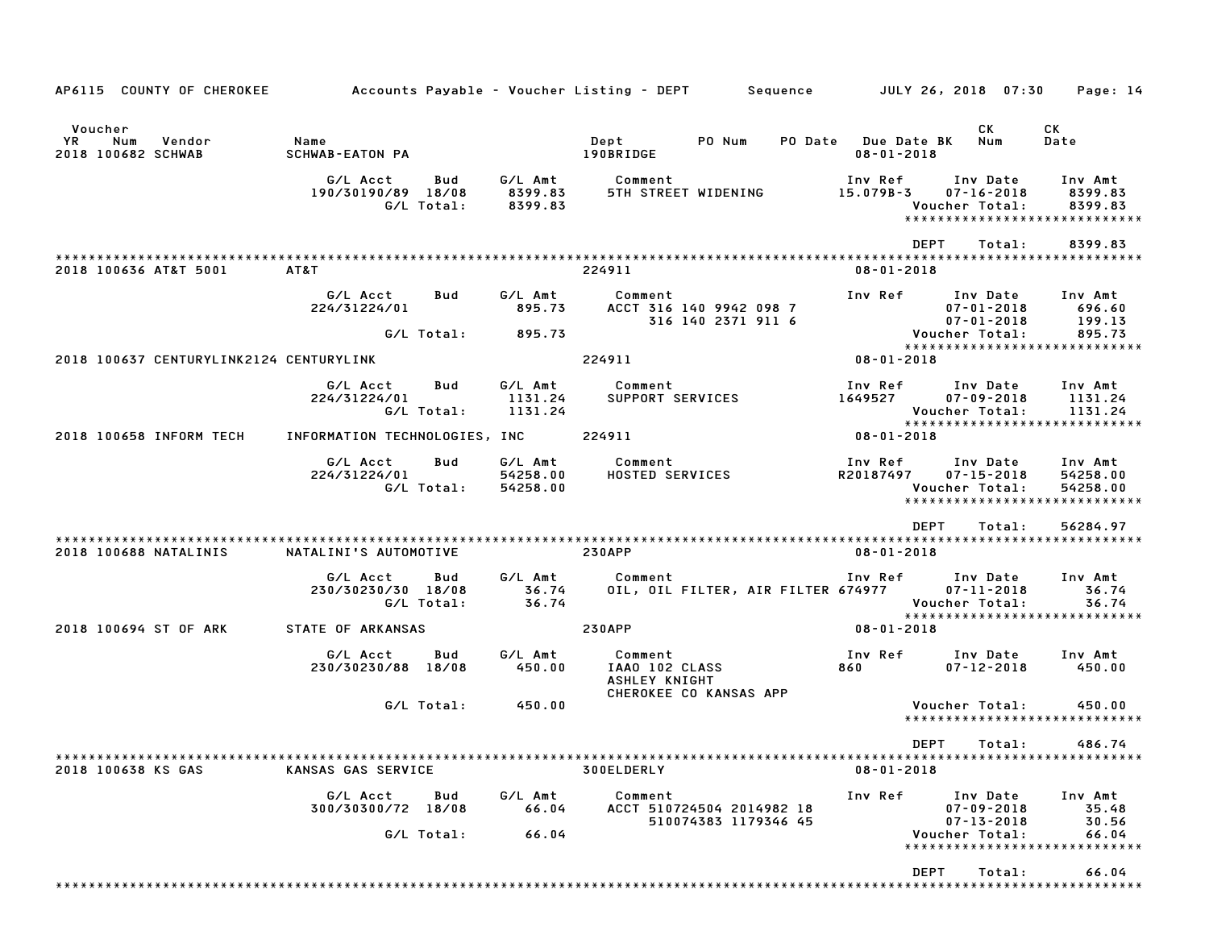AP6115 COUNTY OF CHEROKEE — Accounts Payable - Voucher Listing - DEPT — Sequence — JULY 26, 2018 07:30

| Voucher YR | Num | Vendor | Name | Dept | PO Num | PO Date | Due Date BK | CK Num | CK Date |
|---|---|---|---|---|---|---|---|---|---|
| 2018 | 100682 | SCHWAB | SCHWAB-EATON PA | 190BRIDGE | | | 08-01-2018 | | |

| G/L Acct | Bud | G/L Amt | Comment | Inv Ref | Inv Date | Inv Amt |
|---|---|---|---|---|---|---|
| 190/30190/89 | 18/08 | 8399.83 | 5TH STREET WIDENING | 15.079B-3 | 07-16-2018 | 8399.83 |
| | G/L Total: | 8399.83 | | | Voucher Total: | 8399.83 |

DEPT Total: 8399.83

| Voucher YR | Num | Vendor | Name | Dept | PO Num | PO Date | Due Date BK | CK Num | CK Date |
|---|---|---|---|---|---|---|---|---|---|
| 2018 | 100636 | AT&T 5001 | AT&T | 224911 | | | 08-01-2018 | | |

| G/L Acct | Bud | G/L Amt | Comment | Inv Ref | Inv Date | Inv Amt |
|---|---|---|---|---|---|---|
| 224/31224/01 | | 895.73 | ACCT 316 140 9942 098 7 | | 07-01-2018 | 696.60 |
| | | | 316 140 2371 911 6 | | 07-01-2018 | 199.13 |
| | G/L Total: | 895.73 | | | Voucher Total: | 895.73 |

| Voucher YR | Num | Vendor | Name | Dept | PO Num | PO Date | Due Date BK | CK Num | CK Date |
|---|---|---|---|---|---|---|---|---|---|
| 2018 | 100637 | CENTURYLINK2124 | CENTURYLINK | 224911 | | | 08-01-2018 | | |

| G/L Acct | Bud | G/L Amt | Comment | Inv Ref | Inv Date | Inv Amt |
|---|---|---|---|---|---|---|
| 224/31224/01 | | 1131.24 | SUPPORT SERVICES | 1649527 | 07-09-2018 | 1131.24 |
| | G/L Total: | 1131.24 | | | Voucher Total: | 1131.24 |

| Voucher YR | Num | Vendor | Name | Dept | PO Num | PO Date | Due Date BK | CK Num | CK Date |
|---|---|---|---|---|---|---|---|---|---|
| 2018 | 100658 | INFORM TECH | INFORMATION TECHNOLOGIES, INC | 224911 | | | 08-01-2018 | | |

| G/L Acct | Bud | G/L Amt | Comment | Inv Ref | Inv Date | Inv Amt |
|---|---|---|---|---|---|---|
| 224/31224/01 | | 54258.00 | HOSTED SERVICES | R20187497 | 07-15-2018 | 54258.00 |
| | G/L Total: | 54258.00 | | | Voucher Total: | 54258.00 |

DEPT Total: 56284.97

| Voucher YR | Num | Vendor | Name | Dept | PO Num | PO Date | Due Date BK | CK Num | CK Date |
|---|---|---|---|---|---|---|---|---|---|
| 2018 | 100688 | NATALINIS | NATALINI'S AUTOMOTIVE | 230APP | | | 08-01-2018 | | |

| G/L Acct | Bud | G/L Amt | Comment | Inv Ref | Inv Date | Inv Amt |
|---|---|---|---|---|---|---|
| 230/30230/30 | 18/08 | 36.74 | OIL, OIL FILTER, AIR FILTER | 674977 | 07-11-2018 | 36.74 |
| | G/L Total: | 36.74 | | | Voucher Total: | 36.74 |

| Voucher YR | Num | Vendor | Name | Dept | PO Num | PO Date | Due Date BK | CK Num | CK Date |
|---|---|---|---|---|---|---|---|---|---|
| 2018 | 100694 | ST OF ARK | STATE OF ARKANSAS | 230APP | | | 08-01-2018 | | |

| G/L Acct | Bud | G/L Amt | Comment | Inv Ref | Inv Date | Inv Amt |
|---|---|---|---|---|---|---|
| 230/30230/88 | 18/08 | 450.00 | IAAO 102 CLASS | 860 | 07-12-2018 | 450.00 |
| | | | ASHLEY KNIGHT | | | |
| | | | CHEROKEE CO KANSAS APP | | | |
| | G/L Total: | 450.00 | | | Voucher Total: | 450.00 |

DEPT Total: 486.74

| Voucher YR | Num | Vendor | Name | Dept | PO Num | PO Date | Due Date BK | CK Num | CK Date |
|---|---|---|---|---|---|---|---|---|---|
| 2018 | 100638 | KS GAS | KANSAS GAS SERVICE | 300ELDERLY | | | 08-01-2018 | | |

| G/L Acct | Bud | G/L Amt | Comment | Inv Ref | Inv Date | Inv Amt |
|---|---|---|---|---|---|---|
| 300/30300/72 | 18/08 | 66.04 | ACCT 510724504 2014982 18 | | 07-09-2018 | 35.48 |
| | | | 510074383 1179346 45 | | 07-13-2018 | 30.56 |
| | G/L Total: | 66.04 | | | Voucher Total: | 66.04 |

DEPT Total: 66.04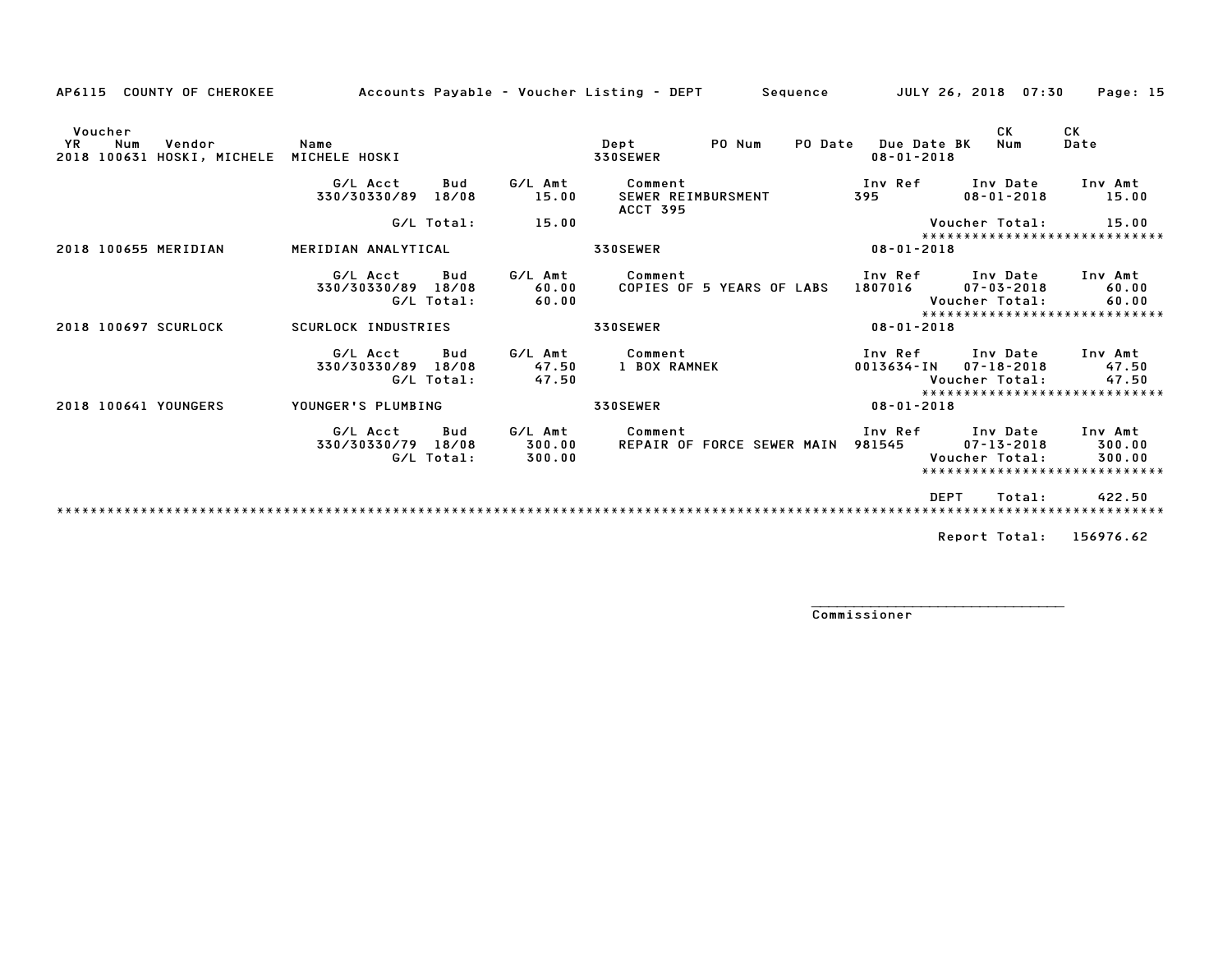AP6115 COUNTY OF CHEROKEE — Accounts Payable - Voucher Listing - DEPT — Sequence — JULY 26, 2018 07:30

| Voucher YR | Num | Vendor | Name | Dept | PO Num | PO Date | Due Date BK | CK Num | CK Date |
|---|---|---|---|---|---|---|---|---|---|
| 2018 | 100631 | HOSKI, MICHELE | MICHELE HOSKI | 330SEWER | | | 08-01-2018 | | |

| G/L Acct | Bud | G/L Amt | Comment | Inv Ref | Inv Date | Inv Amt |
|---|---|---|---|---|---|---|
| 330/30330/89 | 18/08 | 15.00 | SEWER REIMBURSMENT ACCT 395 | 395 | 08-01-2018 | 15.00 |
| | G/L Total: | 15.00 | | | Voucher Total: | 15.00 |

*****************************

| Voucher YR | Num | Vendor | Name | Dept | PO Num | PO Date | Due Date BK | CK Num | CK Date |
|---|---|---|---|---|---|---|---|---|---|
| 2018 | 100655 | MERIDIAN | MERIDIAN ANALYTICAL | 330SEWER | | | 08-01-2018 | | |

| G/L Acct | Bud | G/L Amt | Comment | Inv Ref | Inv Date | Inv Amt |
|---|---|---|---|---|---|---|
| 330/30330/89 | 18/08 | 60.00 | COPIES OF 5 YEARS OF LABS | 1807016 | 07-03-2018 | 60.00 |
| | G/L Total: | 60.00 | | | Voucher Total: | 60.00 |

*****************************

| Voucher YR | Num | Vendor | Name | Dept | PO Num | PO Date | Due Date BK | CK Num | CK Date |
|---|---|---|---|---|---|---|---|---|---|
| 2018 | 100697 | SCURLOCK | SCURLOCK INDUSTRIES | 330SEWER | | | 08-01-2018 | | |

| G/L Acct | Bud | G/L Amt | Comment | Inv Ref | Inv Date | Inv Amt |
|---|---|---|---|---|---|---|
| 330/30330/89 | 18/08 | 47.50 | 1 BOX RAMNEK | 0013634-IN | 07-18-2018 | 47.50 |
| | G/L Total: | 47.50 | | | Voucher Total: | 47.50 |

*****************************

| Voucher YR | Num | Vendor | Name | Dept | PO Num | PO Date | Due Date BK | CK Num | CK Date |
|---|---|---|---|---|---|---|---|---|---|
| 2018 | 100641 | YOUNGERS | YOUNGER'S PLUMBING | 330SEWER | | | 08-01-2018 | | |

| G/L Acct | Bud | G/L Amt | Comment | Inv Ref | Inv Date | Inv Amt |
|---|---|---|---|---|---|---|
| 330/30330/79 | 18/08 | 300.00 | REPAIR OF FORCE SEWER MAIN | 981545 | 07-13-2018 | 300.00 |
| | G/L Total: | 300.00 | | | Voucher Total: | 300.00 |

*****************************

DEPT Total: 422.50

*****************************************************************************************************************************

Report Total: 156976.62

______________________________
Commissioner